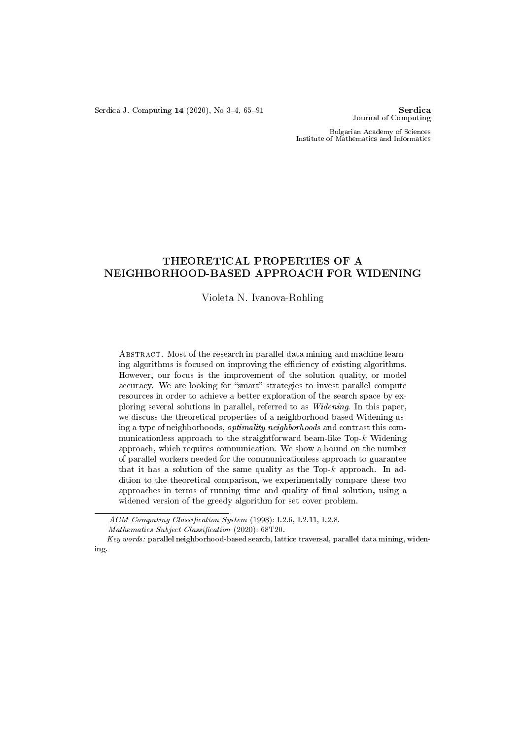# THEORETICAL PROPERTIES OF A NEIGHBORHOOD-BASED APPROACH FOR WIDENING

Violeta N. Ivanova-Rohling

Abstract. Most of the research in parallel data mining and machine learning algorithms is focused on improving the efficiency of existing algorithms. However, our focus is the improvement of the solution quality, or model accuracy. We are looking for "smart" strategies to invest parallel compute resources in order to achieve a better exploration of the search space by exploring several solutions in parallel, referred to as *Widening*. In this paper, we discuss the theoretical properties of a neighborhood-based Widening using a type of neighborhoods, *optimality neighborhoods* and contrast this communicationless approach to the straightforward beam-like Top-$k$ Widening approach, which requires communication. We show a bound on the number of parallel workers needed for the communicationless approach to guarantee that it has a solution of the same quality as the Top-$k$ approach. In addition to the theoretical comparison, we experimentally compare these two approaches in terms of running time and quality of final solution, using a widened version of the greedy algorithm for set cover problem.

---

*ACM Computing Classification System* (1998): I.2.6, I.2.11, I.2.8.

*Mathematics Subject Classification* (2020): 68T20.

*Key words:* parallel neighborhood-based search, lattice traversal, parallel data mining, widening.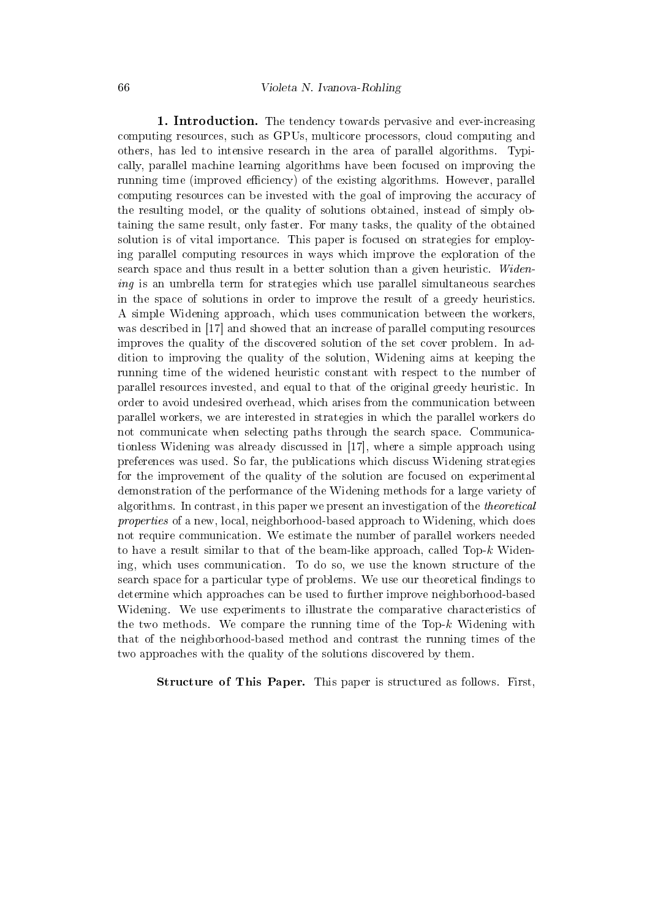**1. Introduction.** The tendency towards pervasive and ever-increasing computing resources, such as GPUs, multicore processors, cloud computing and others, has led to intensive research in the area of parallel algorithms. Typically, parallel machine learning algorithms have been focused on improving the running time (improved efficiency) of the existing algorithms. However, parallel computing resources can be invested with the goal of improving the accuracy of the resulting model, or the quality of solutions obtained, instead of simply obtaining the same result, only faster. For many tasks, the quality of the obtained solution is of vital importance. This paper is focused on strategies for employing parallel computing resources in ways which improve the exploration of the search space and thus result in a better solution than a given heuristic. *Widening* is an umbrella term for strategies which use parallel simultaneous searches in the space of solutions in order to improve the result of a greedy heuristics. A simple Widening approach, which uses communication between the workers, was described in [17] and showed that an increase of parallel computing resources improves the quality of the discovered solution of the set cover problem. In addition to improving the quality of the solution, Widening aims at keeping the running time of the widened heuristic constant with respect to the number of parallel resources invested, and equal to that of the original greedy heuristic. In order to avoid undesired overhead, which arises from the communication between parallel workers, we are interested in strategies in which the parallel workers do not communicate when selecting paths through the search space. Communicationless Widening was already discussed in [17], where a simple approach using preferences was used. So far, the publications which discuss Widening strategies for the improvement of the quality of the solution are focused on experimental demonstration of the performance of the Widening methods for a large variety of algorithms. In contrast, in this paper we present an investigation of the *theoretical properties* of a new, local, neighborhood-based approach to Widening, which does not require communication. We estimate the number of parallel workers needed to have a result similar to that of the beam-like approach, called Top-$k$ Widening, which uses communication. To do so, we use the known structure of the search space for a particular type of problems. We use our theoretical findings to determine which approaches can be used to further improve neighborhood-based Widening. We use experiments to illustrate the comparative characteristics of the two methods. We compare the running time of the Top-$k$ Widening with that of the neighborhood-based method and contrast the running times of the two approaches with the quality of the solutions discovered by them.

**Structure of This Paper.** This paper is structured as follows. First,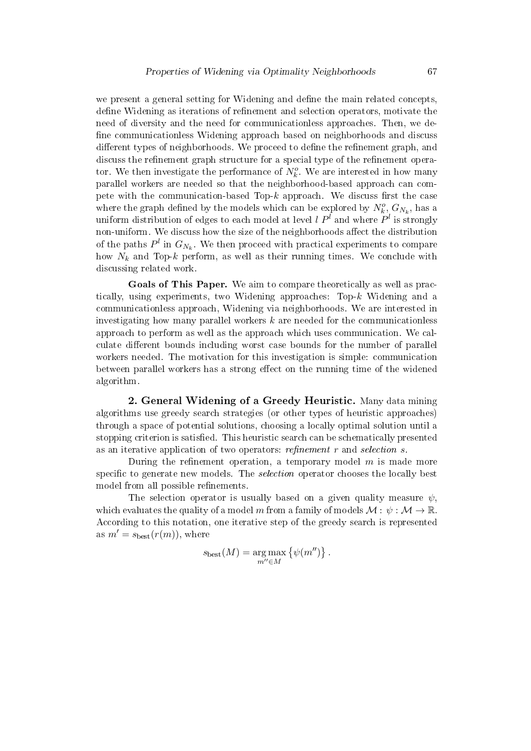we present a general setting for Widening and define the main related concepts, define Widening as iterations of refinement and selection operators, motivate the need of diversity and the need for communicationless approaches. Then, we define communicationless Widening approach based on neighborhoods and discuss different types of neighborhoods. We proceed to define the refinement graph, and discuss the refinement graph structure for a special type of the refinement operator. We then investigate the performance of $N_k^o$. We are interested in how many parallel workers are needed so that the neighborhood-based approach can compete with the communication-based Top-$k$ approach. We discuss first the case where the graph defined by the models which can be explored by $N_k^o$, $G_{N_k}$, has a uniform distribution of edges to each model at level $l$ $P^l$ and where $P^l$ is strongly non-uniform. We discuss how the size of the neighborhoods affect the distribution of the paths $P^l$ in $G_{N_k}$. We then proceed with practical experiments to compare how $N_k$ and Top-$k$ perform, as well as their running times. We conclude with discussing related work.

**Goals of This Paper.** We aim to compare theoretically as well as practically, using experiments, two Widening approaches: Top-$k$ Widening and a communicationless approach, Widening via neighborhoods. We are interested in investigating how many parallel workers $k$ are needed for the communicationless approach to perform as well as the approach which uses communication. We calculate different bounds including worst case bounds for the number of parallel workers needed. The motivation for this investigation is simple: communication between parallel workers has a strong effect on the running time of the widened algorithm.

## 2. General Widening of a Greedy Heuristic.

Many data mining algorithms use greedy search strategies (or other types of heuristic approaches) through a space of potential solutions, choosing a locally optimal solution until a stopping criterion is satisfied. This heuristic search can be schematically presented as an iterative application of two operators: *refinement* $r$ and *selection* $s$.

During the refinement operation, a temporary model $m$ is made more specific to generate new models. The *selection* operator chooses the locally best model from all possible refinements.

The selection operator is usually based on a given quality measure $\psi$, which evaluates the quality of a model $m$ from a family of models $\mathcal{M}$ : $\psi : \mathcal{M} \to \mathbb{R}$. According to this notation, one iterative step of the greedy search is represented as $m' = s_{\text{best}}(r(m))$, where

$$s_{\text{best}}(M) = \underset{m'' \in M}{\arg\max} \left\{ \psi(m'') \right\}.$$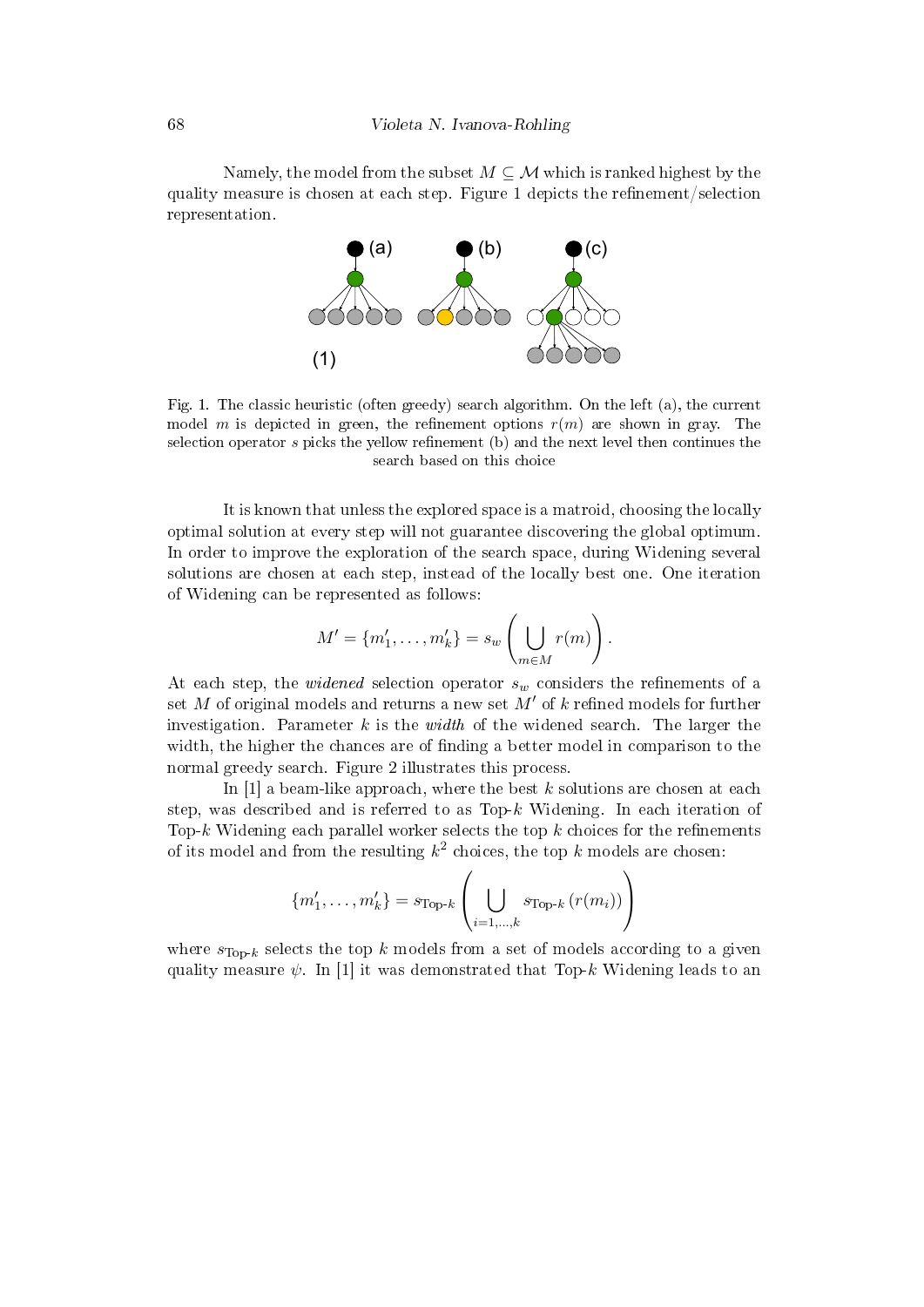Namely, the model from the subset $M \subseteq \mathcal{M}$ which is ranked highest by the quality measure is chosen at each step. Figure 1 depicts the refinement/selection representation.

Fig. 1. The classic heuristic (often greedy) search algorithm. On the left (a), the current model $m$ is depicted in green, the refinement options $r(m)$ are shown in gray. The selection operator $s$ picks the yellow refinement (b) and the next level then continues the search based on this choice

It is known that unless the explored space is a matroid, choosing the locally optimal solution at every step will not guarantee discovering the global optimum. In order to improve the exploration of the search space, during Widening several solutions are chosen at each step, instead of the locally best one. One iteration of Widening can be represented as follows:

$$M' = \{m'_1, \ldots, m'_k\} = s_w \left( \bigcup_{m \in M} r(m) \right).$$

At each step, the *widened* selection operator $s_w$ considers the refinements of a set $M$ of original models and returns a new set $M'$ of $k$ refined models for further investigation. Parameter $k$ is the *width* of the widened search. The larger the width, the higher the chances are of finding a better model in comparison to the normal greedy search. Figure 2 illustrates this process.

In [1] a beam-like approach, where the best $k$ solutions are chosen at each step, was described and is referred to as Top-$k$ Widening. In each iteration of Top-$k$ Widening each parallel worker selects the top $k$ choices for the refinements of its model and from the resulting $k^2$ choices, the top $k$ models are chosen:

$$\{m'_1, \ldots, m'_k\} = s_{\text{Top-}k} \left( \bigcup_{i=1,\ldots,k} s_{\text{Top-}k} \left( r(m_i) \right) \right)$$

where $s_{\text{Top-}k}$ selects the top $k$ models from a set of models according to a given quality measure $\psi$. In [1] it was demonstrated that Top-$k$ Widening leads to an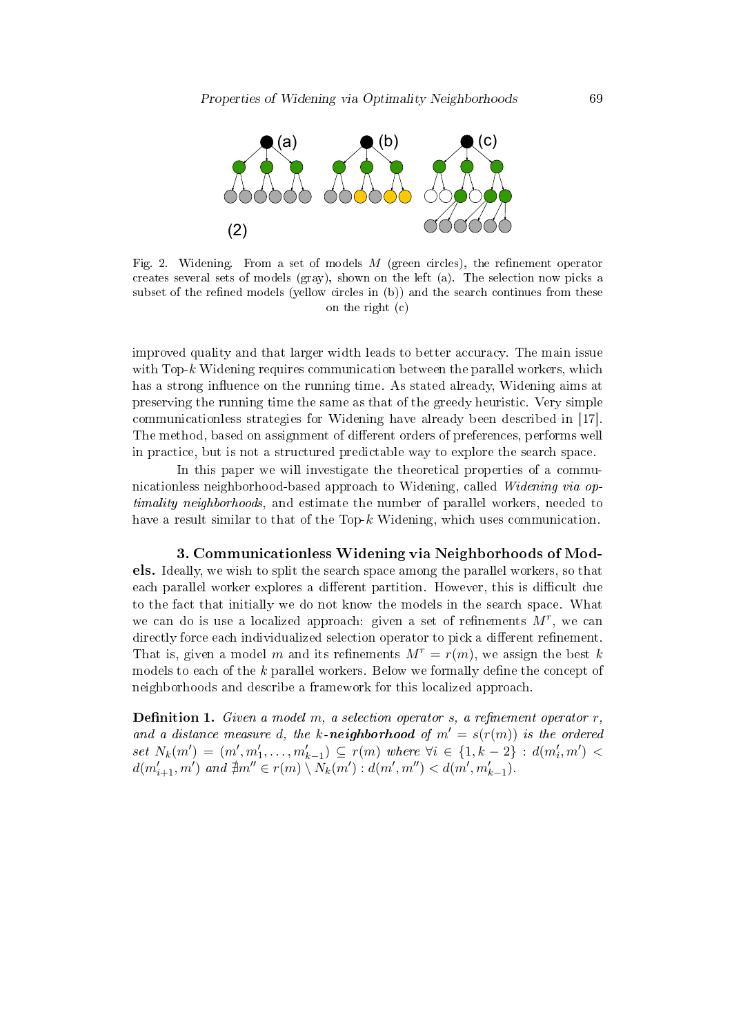Fig. 2. Widening. From a set of models $M$ (green circles), the refinement operator creates several sets of models (gray), shown on the left (a). The selection now picks a subset of the refined models (yellow circles in (b)) and the search continues from these on the right (c)

improved quality and that larger width leads to better accuracy. The main issue with Top-$k$ Widening requires communication between the parallel workers, which has a strong influence on the running time. As stated already, Widening aims at preserving the running time the same as that of the greedy heuristic. Very simple communicationless strategies for Widening have already been described in [17]. The method, based on assignment of different orders of preferences, performs well in practice, but is not a structured predictable way to explore the search space.

In this paper we will investigate the theoretical properties of a communicationless neighborhood-based approach to Widening, called *Widening via optimality neighborhoods*, and estimate the number of parallel workers, needed to have a result similar to that of the Top-$k$ Widening, which uses communication.

**3. Communicationless Widening via Neighborhoods of Models.** Ideally, we wish to split the search space among the parallel workers, so that each parallel worker explores a different partition. However, this is difficult due to the fact that initially we do not know the models in the search space. What we can do is use a localized approach: given a set of refinements $M^r$, we can directly force each individualized selection operator to pick a different refinement. That is, given a model $m$ and its refinements $M^r = r(m)$, we assign the best $k$ models to each of the $k$ parallel workers. Below we formally define the concept of neighborhoods and describe a framework for this localized approach.

**Definition 1.** *Given a model $m$, a selection operator $s$, a refinement operator $r$, and a distance measure $d$, the **$k$-neighborhood** of $m' = s(r(m))$ is the ordered set $N_k(m') = (m', m'_1, \ldots, m'_{k-1}) \subseteq r(m)$ where $\forall i \in \{1, k-2\} : d(m'_i, m') < d(m'_{i+1}, m')$ and $\nexists m'' \in r(m) \setminus N_k(m') : d(m', m'') < d(m', m'_{k-1})$.*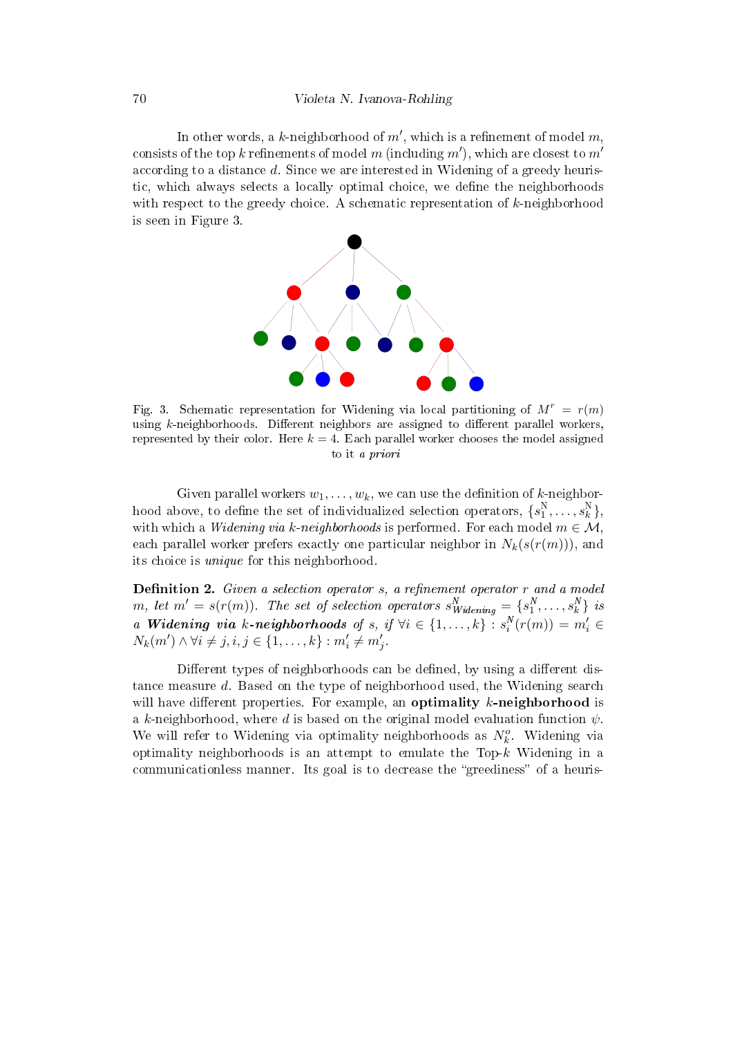In other words, a $k$-neighborhood of $m'$, which is a refinement of model $m$, consists of the top $k$ refinements of model $m$ (including $m'$), which are closest to $m'$ according to a distance $d$. Since we are interested in Widening of a greedy heuristic, which always selects a locally optimal choice, we define the neighborhoods with respect to the greedy choice. A schematic representation of $k$-neighborhood is seen in Figure 3.

Fig. 3. Schematic representation for Widening via local partitioning of $M^r = r(m)$ using $k$-neighborhoods. Different neighbors are assigned to different parallel workers, represented by their color. Here $k = 4$. Each parallel worker chooses the model assigned to it *a priori*

Given parallel workers $w_1, \ldots, w_k$, we can use the definition of $k$-neighborhood above, to define the set of individualized selection operators, $\{s_1^N, \ldots, s_k^N\}$, with which a *Widening via k-neighborhoods* is performed. For each model $m \in \mathcal{M}$, each parallel worker prefers exactly one particular neighbor in $N_k(s(r(m)))$, and its choice is *unique* for this neighborhood.

**Definition 2.** *Given a selection operator $s$, a refinement operator $r$ and a model $m$, let $m' = s(r(m))$. The set of selection operators $s_{Widening}^N = \{s_1^N, \ldots, s_k^N\}$ is a* ***Widening via k-neighborhoods*** *of $s$, if $\forall i \in \{1, \ldots, k\} : s_i^N(r(m)) = m_i' \in N_k(m') \wedge \forall i \neq j, i, j \in \{1, \ldots, k\} : m_i' \neq m_j'$.*

Different types of neighborhoods can be defined, by using a different distance measure $d$. Based on the type of neighborhood used, the Widening search will have different properties. For example, an **optimality $k$-neighborhood** is a $k$-neighborhood, where $d$ is based on the original model evaluation function $\psi$. We will refer to Widening via optimality neighborhoods as $N_k^o$. Widening via optimality neighborhoods is an attempt to emulate the Top-$k$ Widening in a communicationless manner. Its goal is to decrease the "greediness" of a heuris-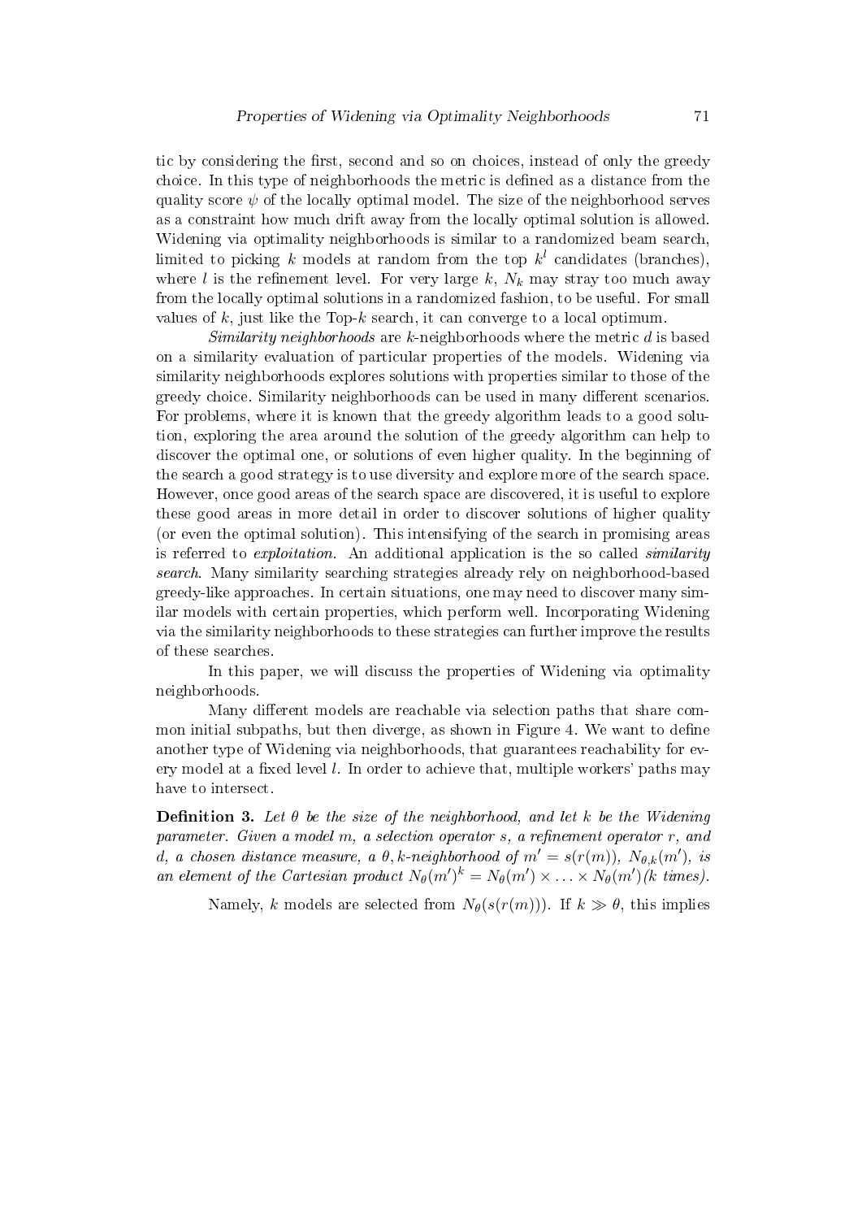tic by considering the first, second and so on choices, instead of only the greedy choice. In this type of neighborhoods the metric is defined as a distance from the quality score $\psi$ of the locally optimal model. The size of the neighborhood serves as a constraint how much drift away from the locally optimal solution is allowed. Widening via optimality neighborhoods is similar to a randomized beam search, limited to picking $k$ models at random from the top $k^l$ candidates (branches), where $l$ is the refinement level. For very large $k$, $N_k$ may stray too much away from the locally optimal solutions in a randomized fashion, to be useful. For small values of $k$, just like the Top-$k$ search, it can converge to a local optimum.

*Similarity neighborhoods* are $k$-neighborhoods where the metric $d$ is based on a similarity evaluation of particular properties of the models. Widening via similarity neighborhoods explores solutions with properties similar to those of the greedy choice. Similarity neighborhoods can be used in many different scenarios. For problems, where it is known that the greedy algorithm leads to a good solution, exploring the area around the solution of the greedy algorithm can help to discover the optimal one, or solutions of even higher quality. In the beginning of the search a good strategy is to use diversity and explore more of the search space. However, once good areas of the search space are discovered, it is useful to explore these good areas in more detail in order to discover solutions of higher quality (or even the optimal solution). This intensifying of the search in promising areas is referred to *exploitation*. An additional application is the so called *similarity search*. Many similarity searching strategies already rely on neighborhood-based greedy-like approaches. In certain situations, one may need to discover many similar models with certain properties, which perform well. Incorporating Widening via the similarity neighborhoods to these strategies can further improve the results of these searches.

In this paper, we will discuss the properties of Widening via optimality neighborhoods.

Many different models are reachable via selection paths that share common initial subpaths, but then diverge, as shown in Figure 4. We want to define another type of Widening via neighborhoods, that guarantees reachability for every model at a fixed level $l$. In order to achieve that, multiple workers' paths may have to intersect.

**Definition 3.** *Let $\theta$ be the size of the neighborhood, and let $k$ be the Widening parameter. Given a model $m$, a selection operator $s$, a refinement operator $r$, and $d$, a chosen distance measure, a $\theta,k$-neighborhood of $m' = s(r(m))$, $N_{\theta,k}(m')$, is an element of the Cartesian product $N_\theta(m')^k = N_\theta(m') \times \ldots \times N_\theta(m')$ (k times).*

Namely, $k$ models are selected from $N_\theta(s(r(m)))$. If $k \gg \theta$, this implies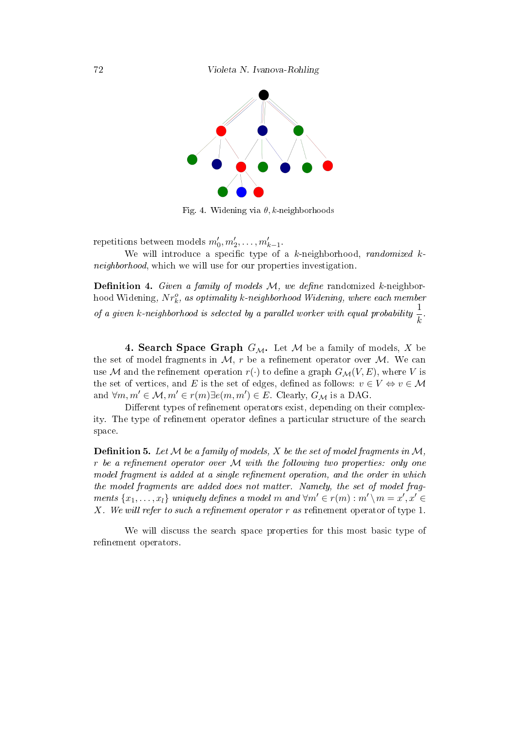Fig. 4. Widening via $\theta, k$-neighborhoods

repetitions between models $m'_0, m'_2, \ldots, m'_{k-1}$.

We will introduce a specific type of a $k$-neighborhood, *randomized $k$-neighborhood*, which we will use for our properties investigation.

**Definition 4.** *Given a family of models $\mathcal{M}$, we define* randomized $k$-neighborhood Widening, *$Nr_k^o$, as optimality $k$-neighborhood Widening, where each member of a given $k$-neighborhood is selected by a parallel worker with equal probability $\dfrac{1}{k}$.*

**4. Search Space Graph $G_{\mathcal{M}}$.** Let $\mathcal{M}$ be a family of models, $X$ be the set of model fragments in $\mathcal{M}$, $r$ be a refinement operator over $\mathcal{M}$. We can use $\mathcal{M}$ and the refinement operation $r(\cdot)$ to define a graph $G_{\mathcal{M}}(V, E)$, where $V$ is the set of vertices, and $E$ is the set of edges, defined as follows: $v \in V \Leftrightarrow v \in \mathcal{M}$ and $\forall m, m' \in \mathcal{M}, m' \in r(m) \exists e(m, m') \in E$. Clearly, $G_{\mathcal{M}}$ is a DAG.

Different types of refinement operators exist, depending on their complexity. The type of refinement operator defines a particular structure of the search space.

**Definition 5.** *Let $\mathcal{M}$ be a family of models, $X$ be the set of model fragments in $\mathcal{M}$, $r$ be a refinement operator over $\mathcal{M}$ with the following two properties: only one model fragment is added at a single refinement operation, and the order in which the model fragments are added does not matter. Namely, the set of model fragments $\{x_1, \ldots, x_l\}$ uniquely defines a model $m$ and $\forall m' \in r(m) : m' \setminus m = x', x' \in X$. We will refer to such a refinement operator $r$ as* refinement operator of type 1.

We will discuss the search space properties for this most basic type of refinement operators.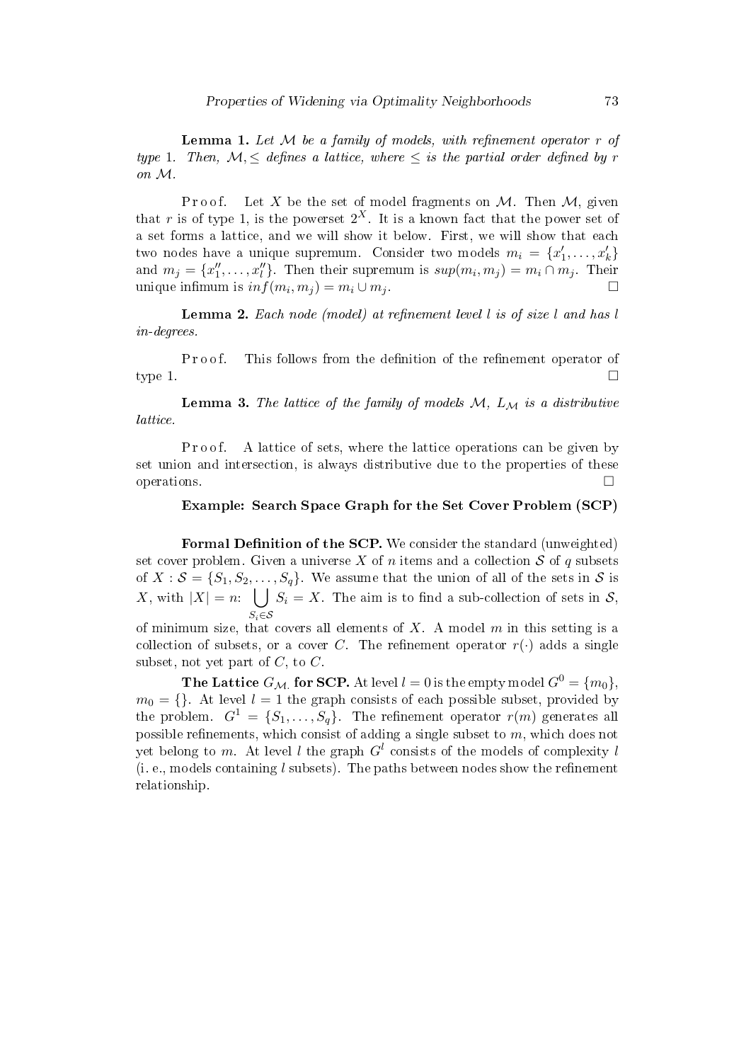**Lemma 1.** *Let $\mathcal{M}$ be a family of models, with refinement operator $r$ of type 1. Then, $\mathcal{M}, \leq$ defines a lattice, where $\leq$ is the partial order defined by $r$ on $\mathcal{M}$.*

Proof. Let $X$ be the set of model fragments on $\mathcal{M}$. Then $\mathcal{M}$, given that $r$ is of type 1, is the powerset $2^X$. It is a known fact that the power set of a set forms a lattice, and we will show it below. First, we will show that each two nodes have a unique supremum. Consider two models $m_i = \{x'_1, \ldots, x'_k\}$ and $m_j = \{x''_1, \ldots, x''_l\}$. Then their supremum is $sup(m_i, m_j) = m_i \cap m_j$. Their unique infimum is $inf(m_i, m_j) = m_i \cup m_j$. □

**Lemma 2.** *Each node (model) at refinement level $l$ is of size $l$ and has $l$ in-degrees.*

Proof. This follows from the definition of the refinement operator of type 1. □

**Lemma 3.** *The lattice of the family of models $\mathcal{M}$, $L_{\mathcal{M}}$ is a distributive lattice.*

Proof. A lattice of sets, where the lattice operations can be given by set union and intersection, is always distributive due to the properties of these operations. □

### Example: Search Space Graph for the Set Cover Problem (SCP)

**Formal Definition of the SCP.** We consider the standard (unweighted) set cover problem. Given a universe $X$ of $n$ items and a collection $\mathcal{S}$ of $q$ subsets of $X : \mathcal{S} = \{S_1, S_2, \ldots, S_q\}$. We assume that the union of all of the sets in $\mathcal{S}$ is $X$, with $|X| = n$: $\bigcup_{S_i \in \mathcal{S}} S_i = X$. The aim is to find a sub-collection of sets in $\mathcal{S}$, of minimum size, that covers all elements of $X$. A model $m$ in this setting is a collection of subsets, or a cover $C$. The refinement operator $r(\cdot)$ adds a single subset, not yet part of $C$, to $C$.

**The Lattice $G_{\mathcal{M}}$ for SCP.** At level $l = 0$ is the empty model $G^0 = \{m_0\}$, $m_0 = \{\}$. At level $l = 1$ the graph consists of each possible subset, provided by the problem. $G^1 = \{S_1, \ldots, S_q\}$. The refinement operator $r(m)$ generates all possible refinements, which consist of adding a single subset to $m$, which does not yet belong to $m$. At level $l$ the graph $G^l$ consists of the models of complexity $l$ (i. e., models containing $l$ subsets). The paths between nodes show the refinement relationship.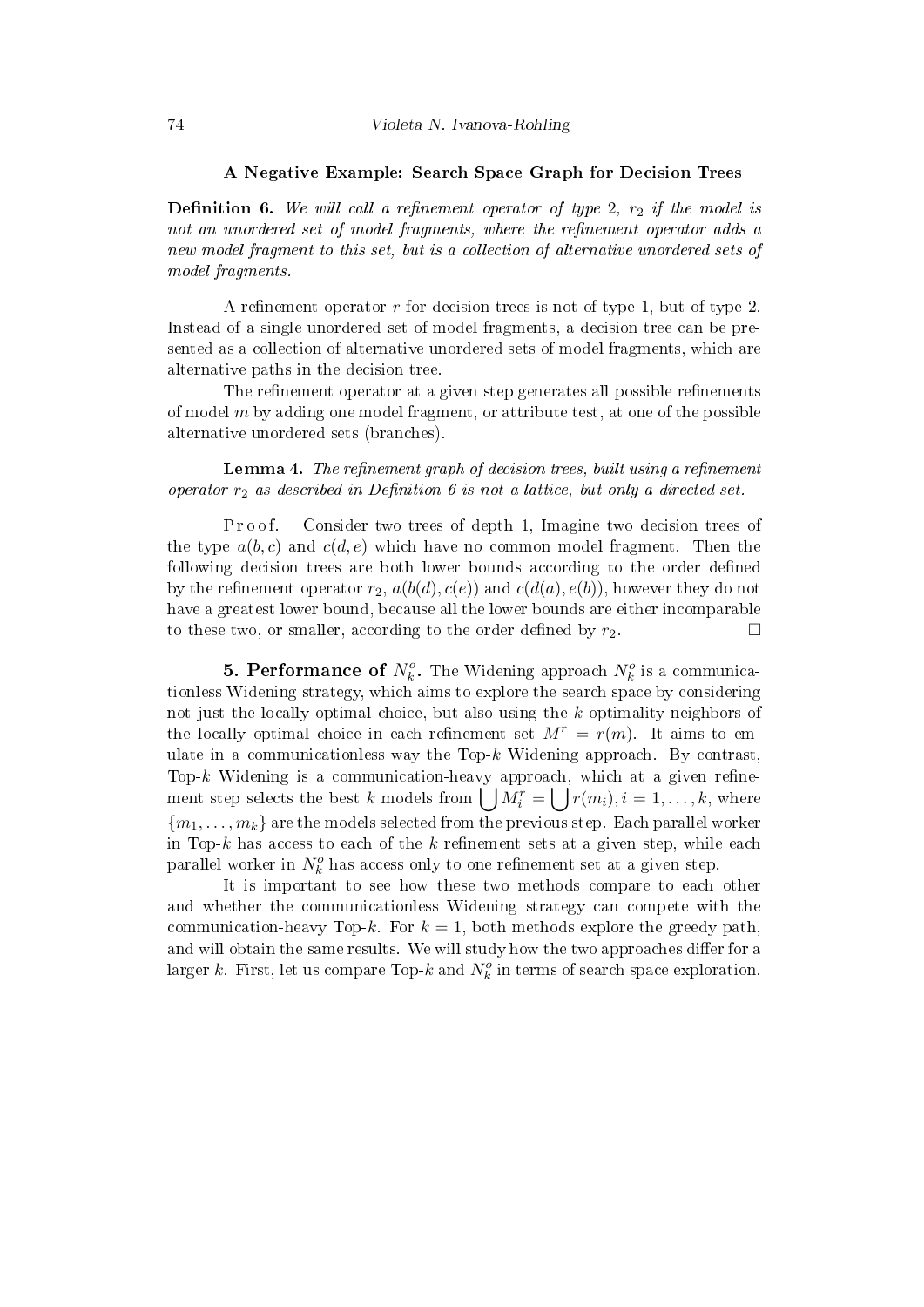### A Negative Example: Search Space Graph for Decision Trees

**Definition 6.** *We will call a refinement operator of type 2, $r_2$ if the model is not an unordered set of model fragments, where the refinement operator adds a new model fragment to this set, but is a collection of alternative unordered sets of model fragments.*

A refinement operator $r$ for decision trees is not of type 1, but of type 2. Instead of a single unordered set of model fragments, a decision tree can be presented as a collection of alternative unordered sets of model fragments, which are alternative paths in the decision tree.

The refinement operator at a given step generates all possible refinements of model $m$ by adding one model fragment, or attribute test, at one of the possible alternative unordered sets (branches).

**Lemma 4.** *The refinement graph of decision trees, built using a refinement operator $r_2$ as described in Definition 6 is not a lattice, but only a directed set.*

Proof. Consider two trees of depth 1, Imagine two decision trees of the type $a(b, c)$ and $c(d, e)$ which have no common model fragment. Then the following decision trees are both lower bounds according to the order defined by the refinement operator $r_2$, $a(b(d), c(e))$ and $c(d(a), e(b))$, however they do not have a greatest lower bound, because all the lower bounds are either incomparable to these two, or smaller, according to the order defined by $r_2$. □

**5. Performance of $N_k^o$.** The Widening approach $N_k^o$ is a communicationless Widening strategy, which aims to explore the search space by considering not just the locally optimal choice, but also using the $k$ optimality neighbors of the locally optimal choice in each refinement set $M^r = r(m)$. It aims to emulate in a communicationless way the Top-$k$ Widening approach. By contrast, Top-$k$ Widening is a communication-heavy approach, which at a given refinement step selects the best $k$ models from $\bigcup M_i^r = \bigcup r(m_i), i = 1, \ldots, k$, where $\{m_1, \ldots, m_k\}$ are the models selected from the previous step. Each parallel worker in Top-$k$ has access to each of the $k$ refinement sets at a given step, while each parallel worker in $N_k^o$ has access only to one refinement set at a given step.

It is important to see how these two methods compare to each other and whether the communicationless Widening strategy can compete with the communication-heavy Top-$k$. For $k = 1$, both methods explore the greedy path, and will obtain the same results. We will study how the two approaches differ for a larger $k$. First, let us compare Top-$k$ and $N_k^o$ in terms of search space exploration.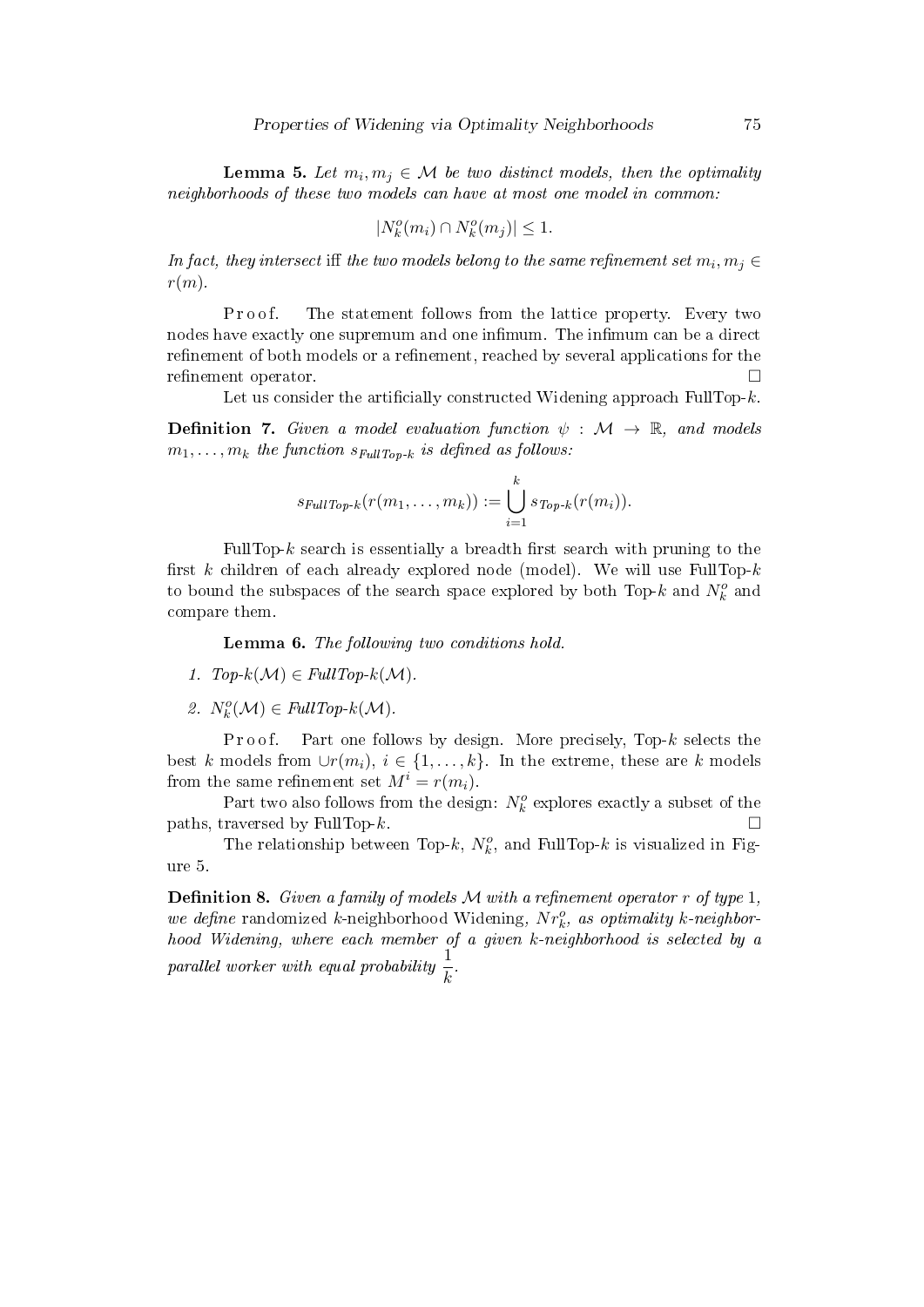**Lemma 5.** *Let $m_i, m_j \in \mathcal{M}$ be two distinct models, then the optimality neighborhoods of these two models can have at most one model in common:*

$$|N_k^o(m_i) \cap N_k^o(m_j)| \leq 1.$$

*In fact, they intersect iff the two models belong to the same refinement set $m_i, m_j \in r(m)$.*

Proof. The statement follows from the lattice property. Every two nodes have exactly one supremum and one infimum. The infimum can be a direct refinement of both models or a refinement, reached by several applications for the refinement operator. □

Let us consider the artificially constructed Widening approach FullTop-$k$.

**Definition 7.** *Given a model evaluation function $\psi : \mathcal{M} \to \mathbb{R}$, and models $m_1, \ldots, m_k$ the function $s_{FullTop\text{-}k}$ is defined as follows:*

$$s_{FullTop\text{-}k}(r(m_1, \ldots, m_k)) := \bigcup_{i=1}^{k} s_{Top\text{-}k}(r(m_i)).$$

FullTop-$k$ search is essentially a breadth first search with pruning to the first $k$ children of each already explored node (model). We will use FullTop-$k$ to bound the subspaces of the search space explored by both Top-$k$ and $N_k^o$ and compare them.

**Lemma 6.** *The following two conditions hold.*

1. *Top-$k(\mathcal{M}) \in$ FullTop-$k(\mathcal{M})$.*
2. *$N_k^o(\mathcal{M}) \in$ FullTop-$k(\mathcal{M})$.*

Proof. Part one follows by design. More precisely, Top-$k$ selects the best $k$ models from $\cup r(m_i)$, $i \in \{1, \ldots, k\}$. In the extreme, these are $k$ models from the same refinement set $M^i = r(m_i)$.

Part two also follows from the design: $N_k^o$ explores exactly a subset of the paths, traversed by FullTop-$k$. □

The relationship between Top-$k$, $N_k^o$, and FullTop-$k$ is visualized in Figure 5.

**Definition 8.** *Given a family of models $\mathcal{M}$ with a refinement operator $r$ of type 1, we define* randomized $k$-neighborhood Widening, *$Nr_k^o$, as optimality $k$-neighborhood Widening, where each member of a given $k$-neighborhood is selected by a parallel worker with equal probability $\frac{1}{k}$.*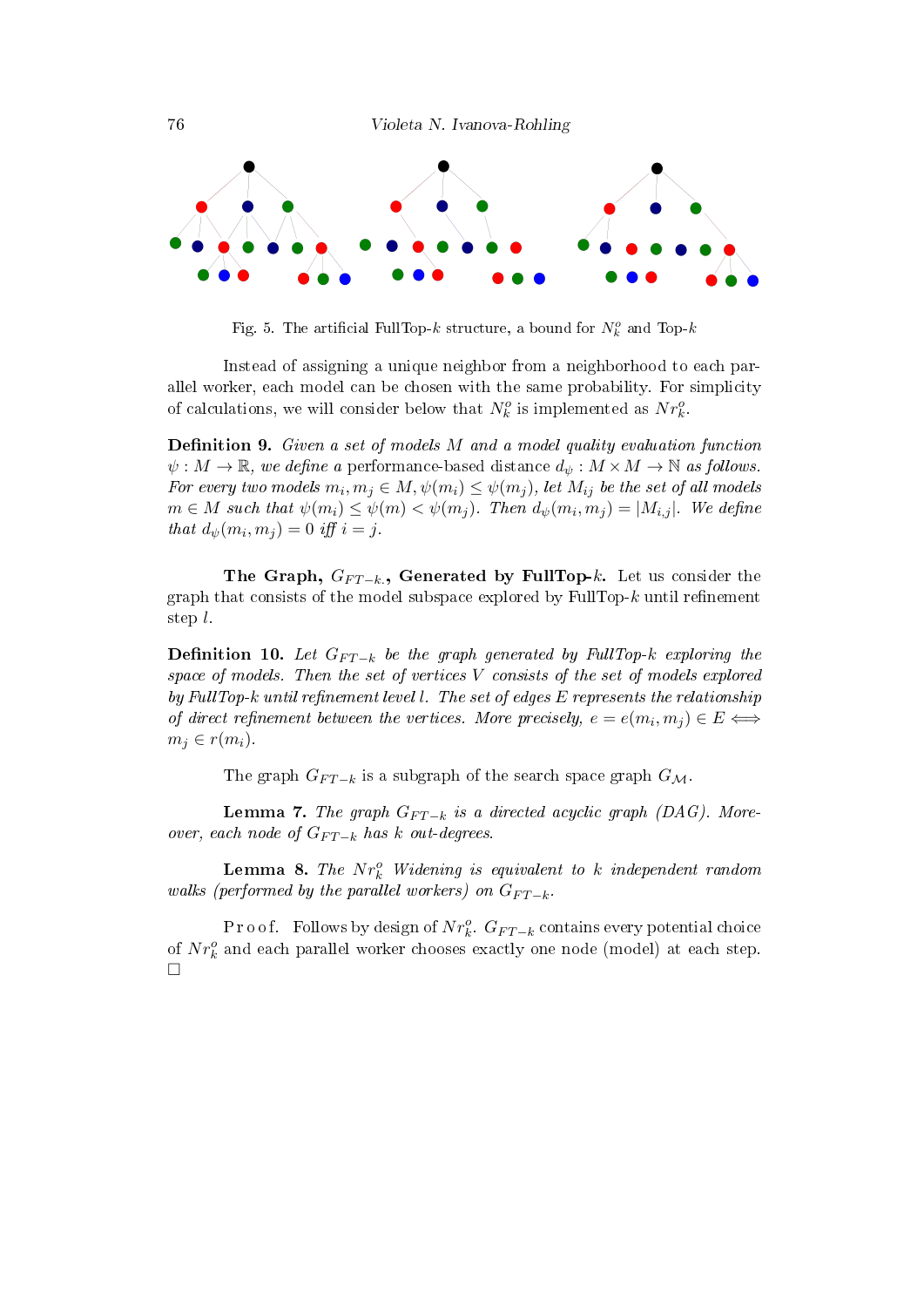Fig. 5. The artificial FullTop-$k$ structure, a bound for $N_k^o$ and Top-$k$

Instead of assigning a unique neighbor from a neighborhood to each parallel worker, each model can be chosen with the same probability. For simplicity of calculations, we will consider below that $N_k^o$ is implemented as $Nr_k^o$.

**Definition 9.** *Given a set of models $M$ and a model quality evaluation function $\psi : M \to \mathbb{R}$, we define a* performance-based distance *$d_\psi : M \times M \to \mathbb{N}$ as follows. For every two models $m_i, m_j \in M, \psi(m_i) \leq \psi(m_j)$, let $M_{ij}$ be the set of all models $m \in M$ such that $\psi(m_i) \leq \psi(m) < \psi(m_j)$. Then $d_\psi(m_i, m_j) = |M_{i,j}|$. We define that $d_\psi(m_i, m_j) = 0$ iff $i = j$.*

**The Graph, $G_{FT-k}$, Generated by FullTop-$k$.** Let us consider the graph that consists of the model subspace explored by FullTop-$k$ until refinement step $l$.

**Definition 10.** *Let $G_{FT-k}$ be the graph generated by FullTop-$k$ exploring the space of models. Then the set of vertices $V$ consists of the set of models explored by FullTop-$k$ until refinement level $l$. The set of edges $E$ represents the relationship of direct refinement between the vertices. More precisely, $e = e(m_i, m_j) \in E \iff m_j \in r(m_i)$.*

The graph $G_{FT-k}$ is a subgraph of the search space graph $G_{\mathcal{M}}$.

**Lemma 7.** *The graph $G_{FT-k}$ is a directed acyclic graph (DAG). Moreover, each node of $G_{FT-k}$ has $k$ out-degrees.*

**Lemma 8.** *The $Nr_k^o$ Widening is equivalent to $k$ independent random walks (performed by the parallel workers) on $G_{FT-k}$.*

Proof. Follows by design of $Nr_k^o$. $G_{FT-k}$ contains every potential choice of $Nr_k^o$ and each parallel worker chooses exactly one node (model) at each step. □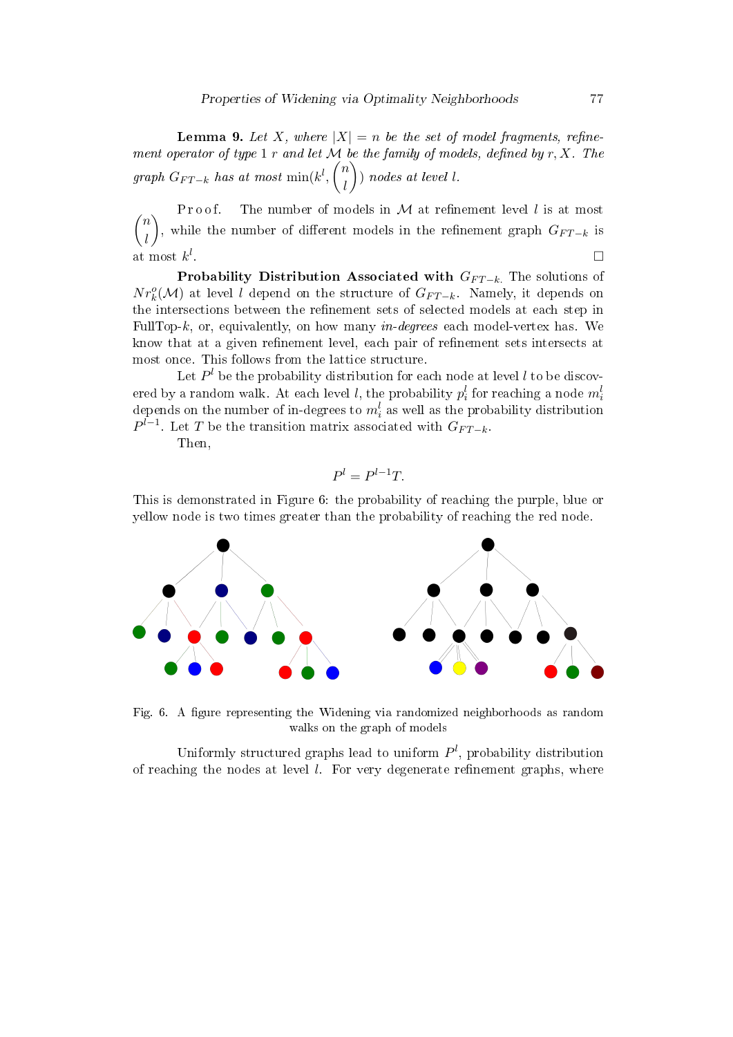**Lemma 9.** *Let $X$, where $|X| = n$ be the set of model fragments, refinement operator of type 1 $r$ and let $\mathcal{M}$ be the family of models, defined by $r, X$. The graph $G_{FT-k}$ has at most $\min(k^l, \binom{n}{l})$ nodes at level $l$.*

Proof. The number of models in $\mathcal{M}$ at refinement level $l$ is at most $\binom{n}{l}$, while the number of different models in the refinement graph $G_{FT-k}$ is at most $k^l$. □

**Probability Distribution Associated with** $G_{FT-k}$. The solutions of $Nr_k^o(\mathcal{M})$ at level $l$ depend on the structure of $G_{FT-k}$. Namely, it depends on the intersections between the refinement sets of selected models at each step in FullTop-$k$, or, equivalently, on how many *in-degrees* each model-vertex has. We know that at a given refinement level, each pair of refinement sets intersects at most once. This follows from the lattice structure.

Let $P^l$ be the probability distribution for each node at level $l$ to be discovered by a random walk. At each level $l$, the probability $p_i^l$ for reaching a node $m_i^l$ depends on the number of in-degrees to $m_i^l$ as well as the probability distribution $P^{l-1}$. Let $T$ be the transition matrix associated with $G_{FT-k}$.

Then,

$$P^l = P^{l-1}T.$$

This is demonstrated in Figure 6: the probability of reaching the purple, blue or yellow node is two times greater than the probability of reaching the red node.

Fig. 6. A figure representing the Widening via randomized neighborhoods as random walks on the graph of models

Uniformly structured graphs lead to uniform $P^l$, probability distribution of reaching the nodes at level $l$. For very degenerate refinement graphs, where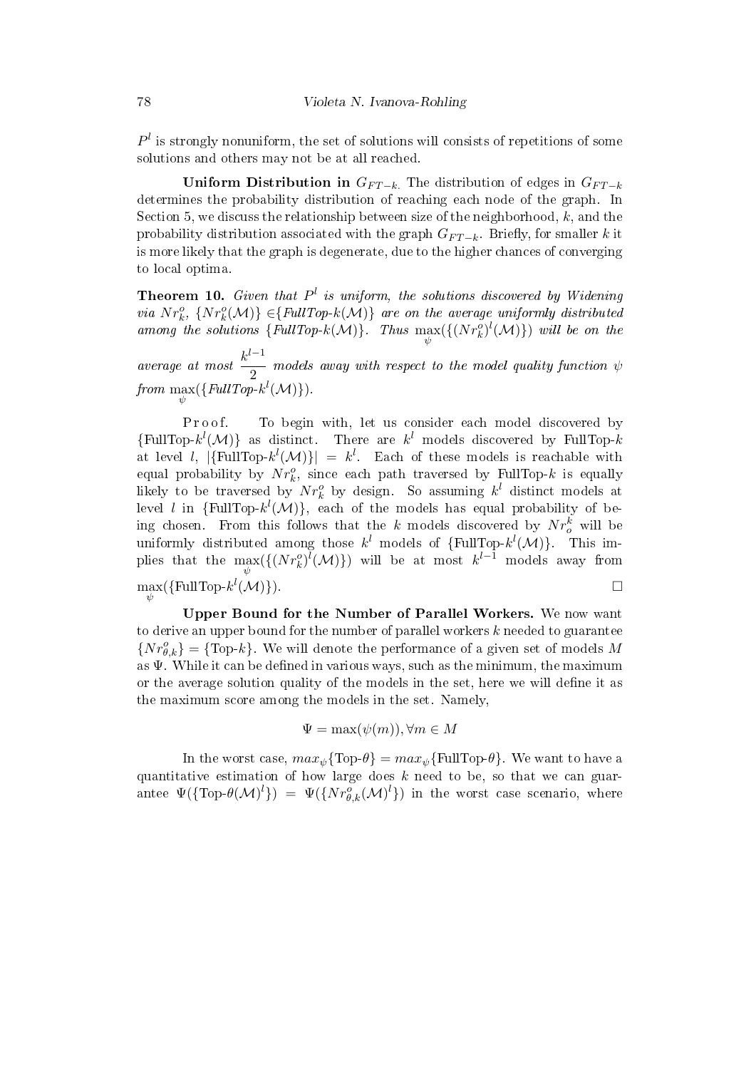$P^l$ is strongly nonuniform, the set of solutions will consists of repetitions of some solutions and others may not be at all reached.

**Uniform Distribution in $G_{FT-k}$.** The distribution of edges in $G_{FT-k}$ determines the probability distribution of reaching each node of the graph. In Section 5, we discuss the relationship between size of the neighborhood, $k$, and the probability distribution associated with the graph $G_{FT-k}$. Briefly, for smaller $k$ it is more likely that the graph is degenerate, due to the higher chances of converging to local optima.

**Theorem 10.** *Given that $P^l$ is uniform, the solutions discovered by Widening via $Nr_k^o$, $\{Nr_k^o(\mathcal{M})\} \in \{\text{FullTop-}k(\mathcal{M})\}$ are on the average uniformly distributed among the solutions $\{\text{FullTop-}k(\mathcal{M})\}$. Thus $\max_\psi(\{(Nr_k^o)^l(\mathcal{M})\})$ will be on the average at most $\dfrac{k^{l-1}}{2}$ models away with respect to the model quality function $\psi$ from $\max_\psi(\{\text{FullTop-}k^l(\mathcal{M})\})$.*

Proof. To begin with, let us consider each model discovered by $\{\text{FullTop-}k^l(\mathcal{M})\}$ as distinct. There are $k^l$ models discovered by FullTop-$k$ at level $l$, $|\{\text{FullTop-}k^l(\mathcal{M})\}| = k^l$. Each of these models is reachable with equal probability by $Nr_k^o$, since each path traversed by FullTop-$k$ is equally likely to be traversed by $Nr_k^o$ by design. So assuming $k^l$ distinct models at level $l$ in $\{\text{FullTop-}k^l(\mathcal{M})\}$, each of the models has equal probability of being chosen. From this follows that the $k$ models discovered by $Nr_o^k$ will be uniformly distributed among those $k^l$ models of $\{\text{FullTop-}k^l(\mathcal{M})\}$. This implies that the $\max_\psi(\{(Nr_k^o)^l(\mathcal{M})\})$ will be at most $k^{l-1}$ models away from $\max_\psi(\{\text{FullTop-}k^l(\mathcal{M})\})$. □

**Upper Bound for the Number of Parallel Workers.** We now want to derive an upper bound for the number of parallel workers $k$ needed to guarantee $\{Nr_{\theta,k}^o\} = \{\text{Top-}k\}$. We will denote the performance of a given set of models $M$ as $\Psi$. While it can be defined in various ways, such as the minimum, the maximum or the average solution quality of the models in the set, here we will define it as the maximum score among the models in the set. Namely,

$$\Psi = \max(\psi(m)), \forall m \in M$$

In the worst case, $max_\psi\{\text{Top-}\theta\} = max_\psi\{\text{FullTop-}\theta\}$. We want to have a quantitative estimation of how large does $k$ need to be, so that we can guarantee $\Psi(\{\text{Top-}\theta(\mathcal{M})^l\}) = \Psi(\{Nr_{\theta,k}^o(\mathcal{M})^l\})$ in the worst case scenario, where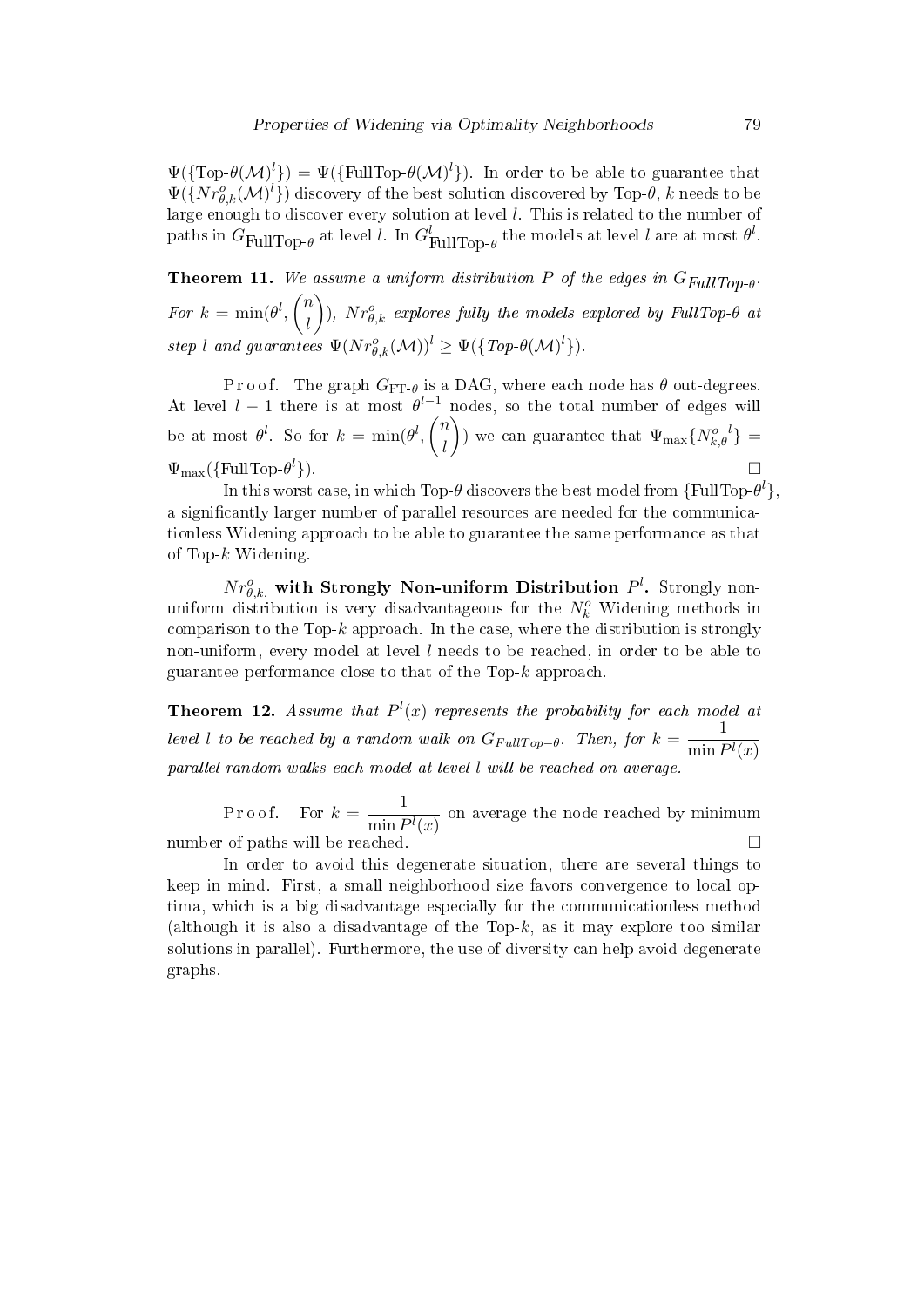$\Psi(\{\text{Top-}\theta(\mathcal{M})^l\}) = \Psi(\{\text{FullTop-}\theta(\mathcal{M})^l\})$. In order to be able to guarantee that $\Psi(\{Nr^o_{\theta,k}(\mathcal{M})^l\})$ discovery of the best solution discovered by Top-$\theta$, $k$ needs to be large enough to discover every solution at level $l$. This is related to the number of paths in $G_{\text{FullTop-}\theta}$ at level $l$. In $G^l_{\text{FullTop-}\theta}$ the models at level $l$ are at most $\theta^l$.

**Theorem 11.** *We assume a uniform distribution $P$ of the edges in $G_{FullTop\text{-}\theta}$. For $k = \min(\theta^l, \binom{n}{l})$, $Nr^o_{\theta,k}$ explores fully the models explored by FullTop-$\theta$ at step $l$ and guarantees $\Psi(Nr^o_{\theta,k}(\mathcal{M}))^l \geq \Psi(\{Top\text{-}\theta(\mathcal{M})^l\})$.*

P r o o f. The graph $G_{\text{FT-}\theta}$ is a DAG, where each node has $\theta$ out-degrees. At level $l-1$ there is at most $\theta^{l-1}$ nodes, so the total number of edges will be at most $\theta^l$. So for $k = \min(\theta^l, \binom{n}{l})$ we can guarantee that $\Psi_{\max}\{{N^o_{k,\theta}}^l\} = \Psi_{\max}(\{\text{FullTop-}\theta^l\})$. □

In this worst case, in which Top-$\theta$ discovers the best model from $\{\text{FullTop-}\theta^l\}$, a significantly larger number of parallel resources are needed for the communicationless Widening approach to be able to guarantee the same performance as that of Top-$k$ Widening.

**$Nr^o_{\theta,k.}$ with Strongly Non-uniform Distribution $P^l$.** Strongly non-uniform distribution is very disadvantageous for the $N^o_k$ Widening methods in comparison to the Top-$k$ approach. In the case, where the distribution is strongly non-uniform, every model at level $l$ needs to be reached, in order to be able to guarantee performance close to that of the Top-$k$ approach.

**Theorem 12.** *Assume that $P^l(x)$ represents the probability for each model at level $l$ to be reached by a random walk on $G_{FullTop-\theta}$. Then, for $k = \dfrac{1}{\min P^l(x)}$ parallel random walks each model at level $l$ will be reached on average.*

P r o o f. For $k = \dfrac{1}{\min P^l(x)}$ on average the node reached by minimum number of paths will be reached. □

In order to avoid this degenerate situation, there are several things to keep in mind. First, a small neighborhood size favors convergence to local optima, which is a big disadvantage especially for the communicationless method (although it is also a disadvantage of the Top-$k$, as it may explore too similar solutions in parallel). Furthermore, the use of diversity can help avoid degenerate graphs.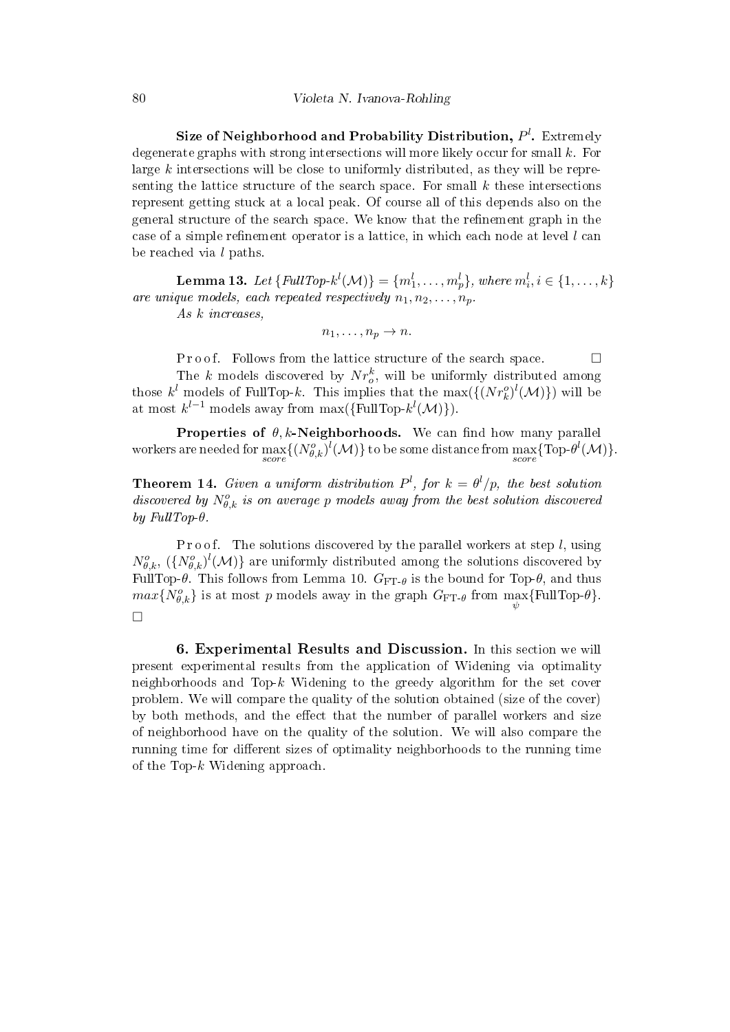**Size of Neighborhood and Probability Distribution, $P^l$.** Extremely degenerate graphs with strong intersections will more likely occur for small $k$. For large $k$ intersections will be close to uniformly distributed, as they will be representing the lattice structure of the search space. For small $k$ these intersections represent getting stuck at a local peak. Of course all of this depends also on the general structure of the search space. We know that the refinement graph in the case of a simple refinement operator is a lattice, in which each node at level $l$ can be reached via $l$ paths.

**Lemma 13.** *Let* $\{FullTop\text{-}k^l(\mathcal{M})\} = \{m_1^l, \ldots, m_p^l\}$, *where* $m_i^l, i \in \{1, \ldots, k\}$ *are unique models, each repeated respectively* $n_1, n_2, \ldots, n_p$.

*As* $k$ *increases,*

$$n_1, \ldots, n_p \to n.$$

Proof. Follows from the lattice structure of the search space. □

The $k$ models discovered by $Nr_o^k$, will be uniformly distributed among those $k^l$ models of FullTop-$k$. This implies that the $\max(\{(Nr_k^o)^l(\mathcal{M})\})$ will be at most $k^{l-1}$ models away from $\max(\{\text{FullTop-}k^l(\mathcal{M})\})$.

**Properties of $\theta, k$-Neighborhoods.** We can find how many parallel workers are needed for $\max\limits_{score}\{(N_{\theta,k}^o)^l(\mathcal{M})\}$ to be some distance from $\max\limits_{score}\{\text{Top-}\theta^l(\mathcal{M})\}$.

**Theorem 14.** *Given a uniform distribution* $P^l$, *for* $k = \theta^l/p$, *the best solution discovered by* $N_{\theta,k}^o$ *is on average* $p$ *models away from the best solution discovered by FullTop-*$\theta$.

Proof. The solutions discovered by the parallel workers at step $l$, using $N_{\theta,k}^o$, $(\{N_{\theta,k}^o)^l(\mathcal{M})\}$ are uniformly distributed among the solutions discovered by FullTop-$\theta$. This follows from Lemma 10. $G_{\text{FT-}\theta}$ is the bound for Top-$\theta$, and thus $max\{N_{\theta,k}^o\}$ is at most $p$ models away in the graph $G_{\text{FT-}\theta}$ from $\max\limits_{\psi}\{\text{FullTop-}\theta\}$. □

**6. Experimental Results and Discussion.** In this section we will present experimental results from the application of Widening via optimality neighborhoods and Top-$k$ Widening to the greedy algorithm for the set cover problem. We will compare the quality of the solution obtained (size of the cover) by both methods, and the effect that the number of parallel workers and size of neighborhood have on the quality of the solution. We will also compare the running time for different sizes of optimality neighborhoods to the running time of the Top-$k$ Widening approach.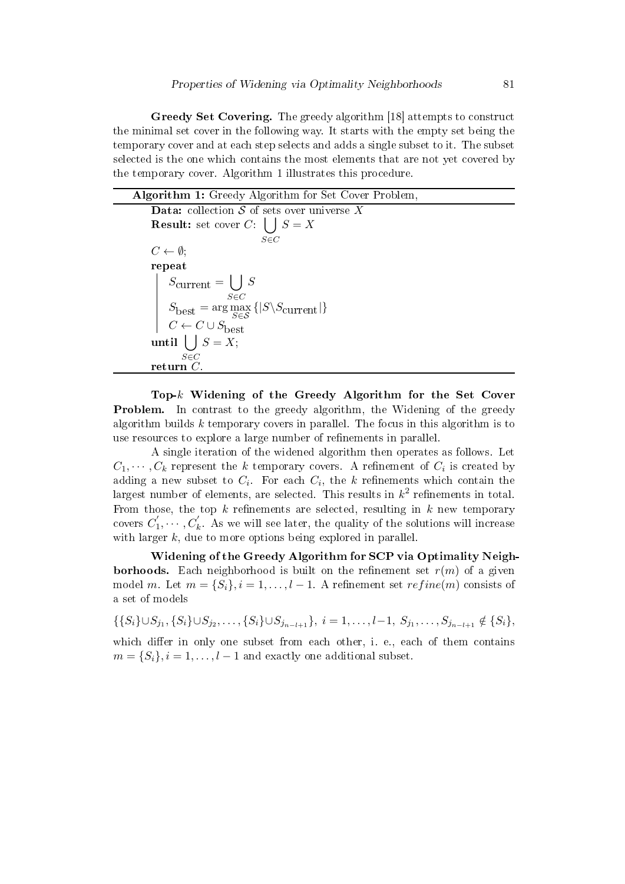**Greedy Set Covering.** The greedy algorithm [18] attempts to construct the minimal set cover in the following way. It starts with the empty set being the temporary cover and at each step selects and adds a single subset to it. The subset selected is the one which contains the most elements that are not yet covered by the temporary cover. Algorithm 1 illustrates this procedure.

**Algorithm 1:** Greedy Algorithm for Set Cover Problem,

**Data:** collection $\mathcal{S}$ of sets over universe $X$

**Result:** set cover $C$: $\bigcup_{S \in C} S = X$

$C \leftarrow \emptyset$;

**repeat**

  $S_{\text{current}} = \bigcup_{S \in C} S$

  $S_{\text{best}} = \arg\max_{S \in \mathcal{S}} \{|S \backslash S_{\text{current}}|\}$

  $C \leftarrow C \cup S_{\text{best}}$

**until** $\bigcup_{S \in C} S = X$;

**return** $C$.

**Top-$k$ Widening of the Greedy Algorithm for the Set Cover Problem.** In contrast to the greedy algorithm, the Widening of the greedy algorithm builds $k$ temporary covers in parallel. The focus in this algorithm is to use resources to explore a large number of refinements in parallel.

A single iteration of the widened algorithm then operates as follows. Let $C_1, \cdots, C_k$ represent the $k$ temporary covers. A refinement of $C_i$ is created by adding a new subset to $C_i$. For each $C_i$, the $k$ refinements which contain the largest number of elements, are selected. This results in $k^2$ refinements in total. From those, the top $k$ refinements are selected, resulting in $k$ new temporary covers $C_1^{'}, \cdots, C_k^{'}$. As we will see later, the quality of the solutions will increase with larger $k$, due to more options being explored in parallel.

**Widening of the Greedy Algorithm for SCP via Optimality Neighborhoods.** Each neighborhood is built on the refinement set $r(m)$ of a given model $m$. Let $m = \{S_i\}, i = 1, \ldots, l-1$. A refinement set $refine(m)$ consists of a set of models

$$\{\{S_i\} \cup S_{j_1}, \{S_i\} \cup S_{j_2}, \ldots, \{S_i\} \cup S_{j_{n-l+1}}\},\ i = 1, \ldots, l-1,\ S_{j_1}, \ldots, S_{j_{n-l+1}} \notin \{S_i\},$$

which differ in only one subset from each other, i. e., each of them contains $m = \{S_i\}, i = 1, \ldots, l-1$ and exactly one additional subset.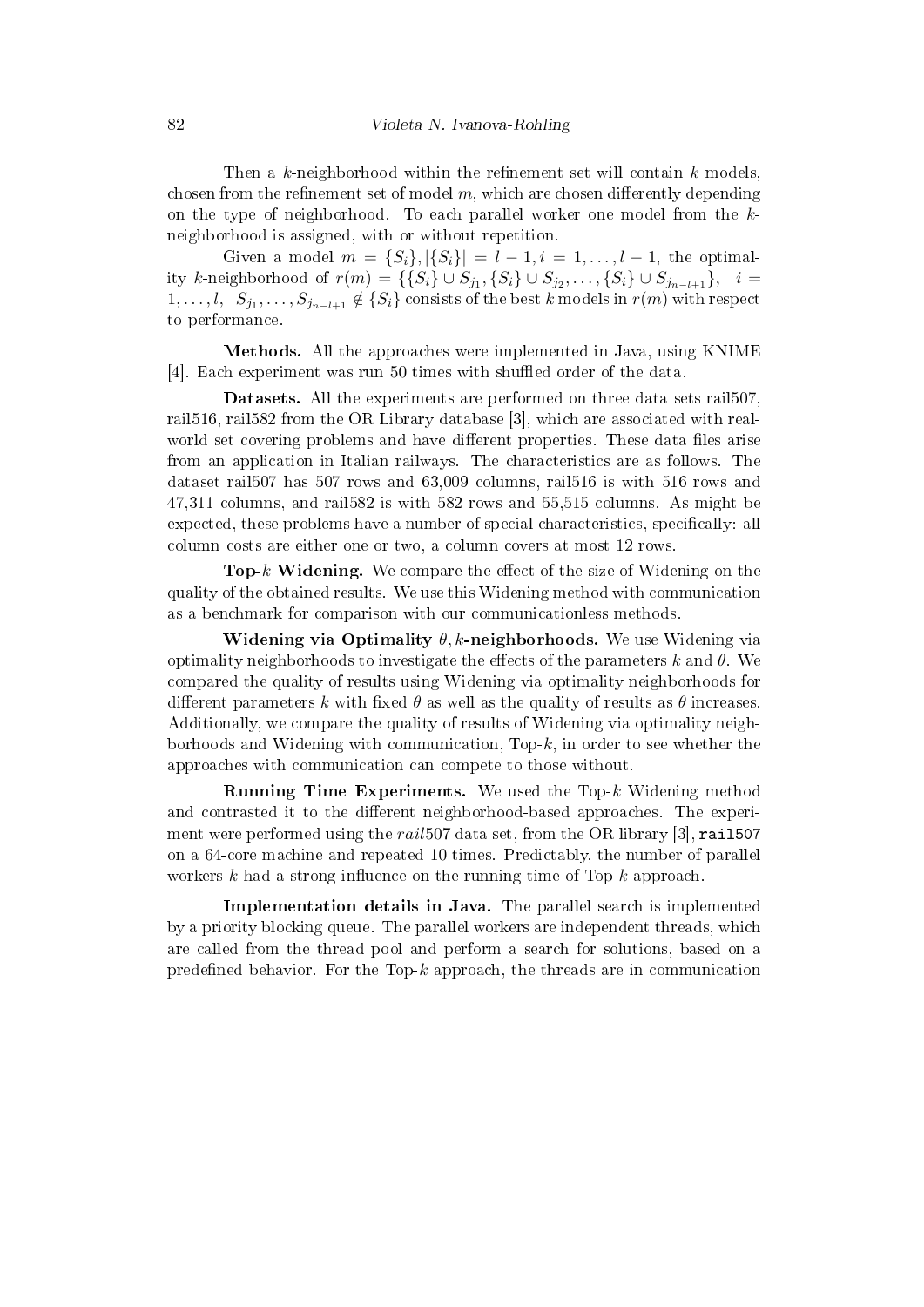Then a $k$-neighborhood within the refinement set will contain $k$ models, chosen from the refinement set of model $m$, which are chosen differently depending on the type of neighborhood. To each parallel worker one model from the $k$-neighborhood is assigned, with or without repetition.

Given a model $m = \{S_i\}, |\{S_i\}| = l-1, i = 1, \ldots, l-1$, the optimality $k$-neighborhood of $r(m) = \{\{S_i\} \cup S_{j_1}, \{S_i\} \cup S_{j_2}, \ldots, \{S_i\} \cup S_{j_{n-l+1}}\}, \quad i = 1, \ldots, l, \quad S_{j_1}, \ldots, S_{j_{n-l+1}} \notin \{S_i\}$ consists of the best $k$ models in $r(m)$ with respect to performance.

**Methods.** All the approaches were implemented in Java, using KNIME [4]. Each experiment was run 50 times with shuffled order of the data.

**Datasets.** All the experiments are performed on three data sets rail507, rail516, rail582 from the OR Library database [3], which are associated with real-world set covering problems and have different properties. These data files arise from an application in Italian railways. The characteristics are as follows. The dataset rail507 has 507 rows and 63,009 columns, rail516 is with 516 rows and 47,311 columns, and rail582 is with 582 rows and 55,515 columns. As might be expected, these problems have a number of special characteristics, specifically: all column costs are either one or two, a column covers at most 12 rows.

**Top-$k$ Widening.** We compare the effect of the size of Widening on the quality of the obtained results. We use this Widening method with communication as a benchmark for comparison with our communicationless methods.

**Widening via Optimality $\theta, k$-neighborhoods.** We use Widening via optimality neighborhoods to investigate the effects of the parameters $k$ and $\theta$. We compared the quality of results using Widening via optimality neighborhoods for different parameters $k$ with fixed $\theta$ as well as the quality of results as $\theta$ increases. Additionally, we compare the quality of results of Widening via optimality neighborhoods and Widening with communication, Top-$k$, in order to see whether the approaches with communication can compete to those without.

**Running Time Experiments.** We used the Top-$k$ Widening method and contrasted it to the different neighborhood-based approaches. The experiment were performed using the *rail*507 data set, from the OR library [3], `rail507` on a 64-core machine and repeated 10 times. Predictably, the number of parallel workers $k$ had a strong influence on the running time of Top-$k$ approach.

**Implementation details in Java.** The parallel search is implemented by a priority blocking queue. The parallel workers are independent threads, which are called from the thread pool and perform a search for solutions, based on a predefined behavior. For the Top-$k$ approach, the threads are in communication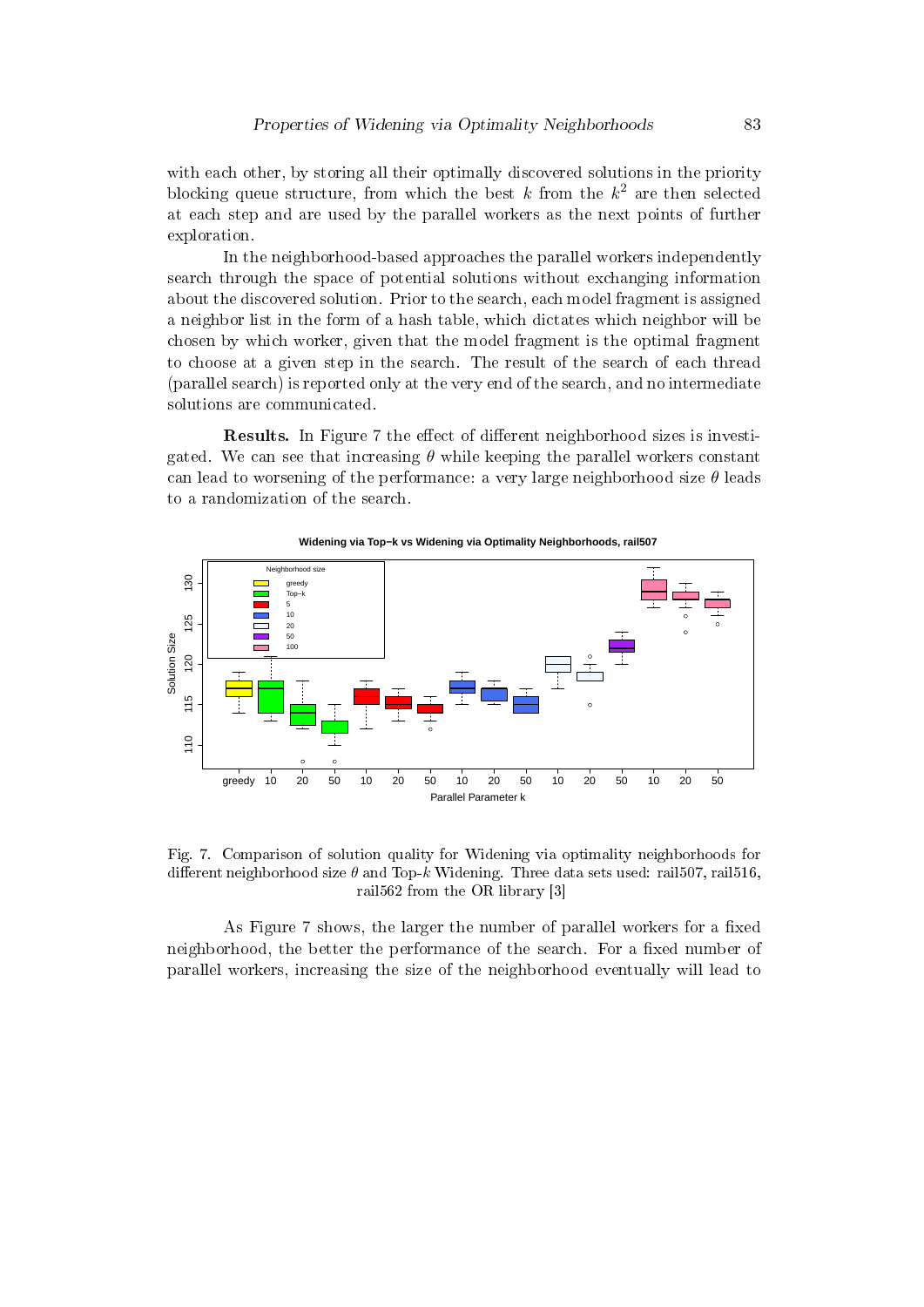with each other, by storing all their optimally discovered solutions in the priority blocking queue structure, from which the best $k$ from the $k^2$ are then selected at each step and are used by the parallel workers as the next points of further exploration.

In the neighborhood-based approaches the parallel workers independently search through the space of potential solutions without exchanging information about the discovered solution. Prior to the search, each model fragment is assigned a neighbor list in the form of a hash table, which dictates which neighbor will be chosen by which worker, given that the model fragment is the optimal fragment to choose at a given step in the search. The result of the search of each thread (parallel search) is reported only at the very end of the search, and no intermediate solutions are communicated.

**Results.** In Figure 7 the effect of different neighborhood sizes is investigated. We can see that increasing $\theta$ while keeping the parallel workers constant can lead to worsening of the performance: a very large neighborhood size $\theta$ leads to a randomization of the search.

Fig. 7. Comparison of solution quality for Widening via optimality neighborhoods for different neighborhood size $\theta$ and Top-$k$ Widening. Three data sets used: rail507, rail516, rail562 from the OR library [3]

As Figure 7 shows, the larger the number of parallel workers for a fixed neighborhood, the better the performance of the search. For a fixed number of parallel workers, increasing the size of the neighborhood eventually will lead to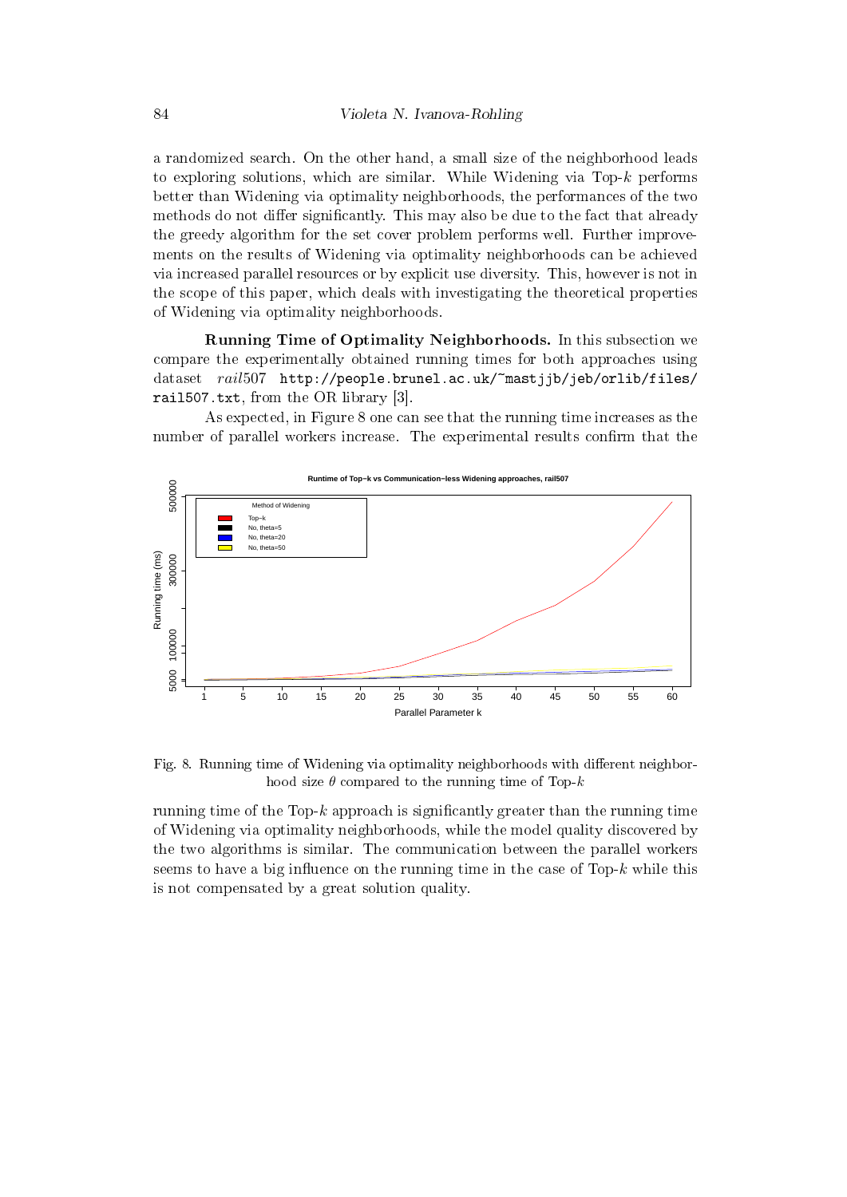a randomized search. On the other hand, a small size of the neighborhood leads to exploring solutions, which are similar. While Widening via Top-$k$ performs better than Widening via optimality neighborhoods, the performances of the two methods do not differ significantly. This may also be due to the fact that already the greedy algorithm for the set cover problem performs well. Further improvements on the results of Widening via optimality neighborhoods can be achieved via increased parallel resources or by explicit use diversity. This, however is not in the scope of this paper, which deals with investigating the theoretical properties of Widening via optimality neighborhoods.

**Running Time of Optimality Neighborhoods.** In this subsection we compare the experimentally obtained running times for both approaches using dataset *rail*507 `http://people.brunel.ac.uk/~mastjjb/jeb/orlib/files/rail507.txt`, from the OR library [3].

As expected, in Figure 8 one can see that the running time increases as the number of parallel workers increase. The experimental results confirm that the

Fig. 8. Running time of Widening via optimality neighborhoods with different neighborhood size $\theta$ compared to the running time of Top-$k$

running time of the Top-$k$ approach is significantly greater than the running time of Widening via optimality neighborhoods, while the model quality discovered by the two algorithms is similar. The communication between the parallel workers seems to have a big influence on the running time in the case of Top-$k$ while this is not compensated by a great solution quality.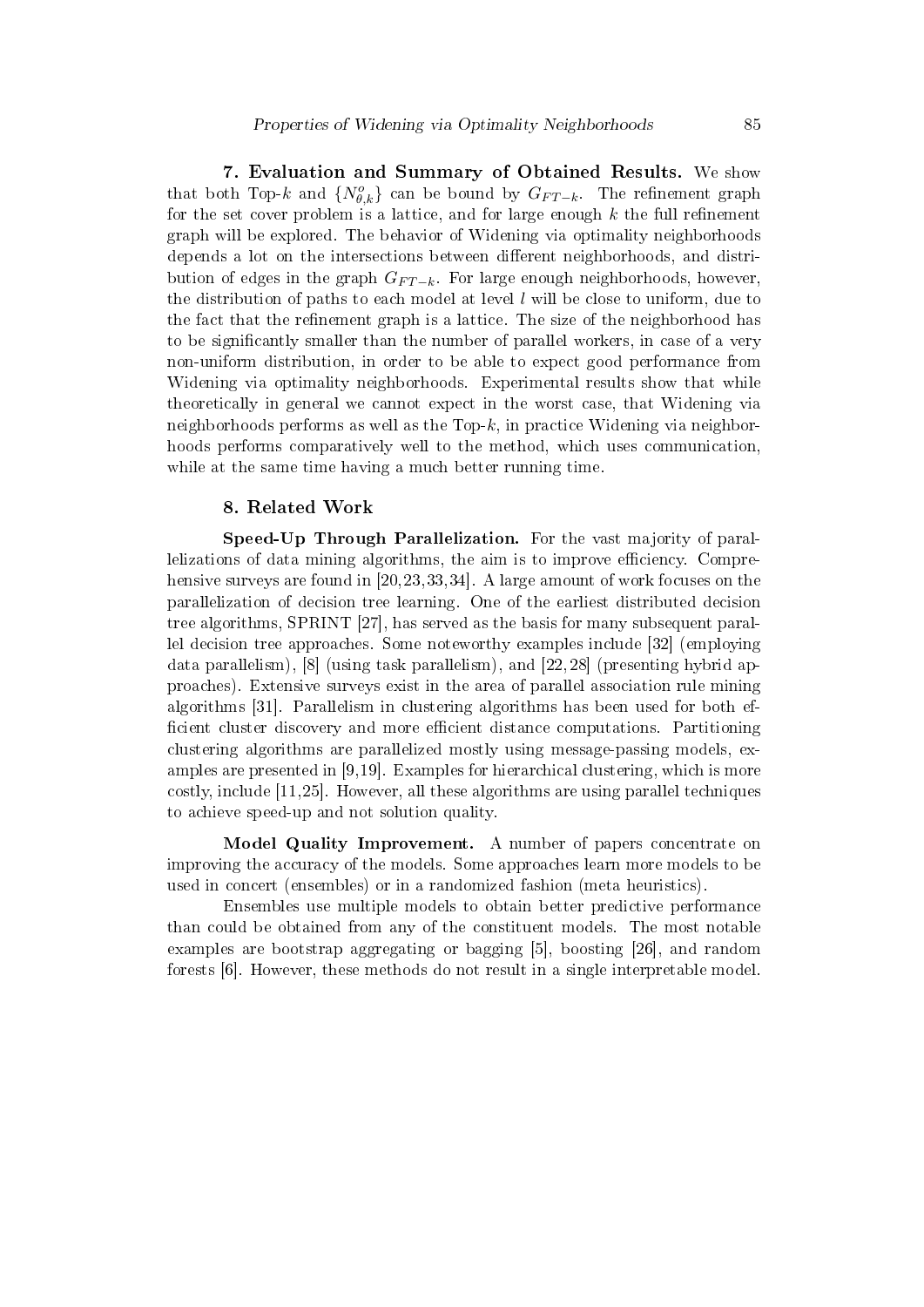**7. Evaluation and Summary of Obtained Results.** We show that both Top-$k$ and $\{N^o_{\theta,k}\}$ can be bound by $G_{FT-k}$. The refinement graph for the set cover problem is a lattice, and for large enough $k$ the full refinement graph will be explored. The behavior of Widening via optimality neighborhoods depends a lot on the intersections between different neighborhoods, and distribution of edges in the graph $G_{FT-k}$. For large enough neighborhoods, however, the distribution of paths to each model at level $l$ will be close to uniform, due to the fact that the refinement graph is a lattice. The size of the neighborhood has to be significantly smaller than the number of parallel workers, in case of a very non-uniform distribution, in order to be able to expect good performance from Widening via optimality neighborhoods. Experimental results show that while theoretically in general we cannot expect in the worst case, that Widening via neighborhoods performs as well as the Top-$k$, in practice Widening via neighborhoods performs comparatively well to the method, which uses communication, while at the same time having a much better running time.

## 8. Related Work

**Speed-Up Through Parallelization.** For the vast majority of parallelizations of data mining algorithms, the aim is to improve efficiency. Comprehensive surveys are found in [20,23,33,34]. A large amount of work focuses on the parallelization of decision tree learning. One of the earliest distributed decision tree algorithms, SPRINT [27], has served as the basis for many subsequent parallel decision tree approaches. Some noteworthy examples include [32] (employing data parallelism), [8] (using task parallelism), and [22, 28] (presenting hybrid approaches). Extensive surveys exist in the area of parallel association rule mining algorithms [31]. Parallelism in clustering algorithms has been used for both efficient cluster discovery and more efficient distance computations. Partitioning clustering algorithms are parallelized mostly using message-passing models, examples are presented in [9,19]. Examples for hierarchical clustering, which is more costly, include [11,25]. However, all these algorithms are using parallel techniques to achieve speed-up and not solution quality.

**Model Quality Improvement.** A number of papers concentrate on improving the accuracy of the models. Some approaches learn more models to be used in concert (ensembles) or in a randomized fashion (meta heuristics).

Ensembles use multiple models to obtain better predictive performance than could be obtained from any of the constituent models. The most notable examples are bootstrap aggregating or bagging [5], boosting [26], and random forests [6]. However, these methods do not result in a single interpretable model.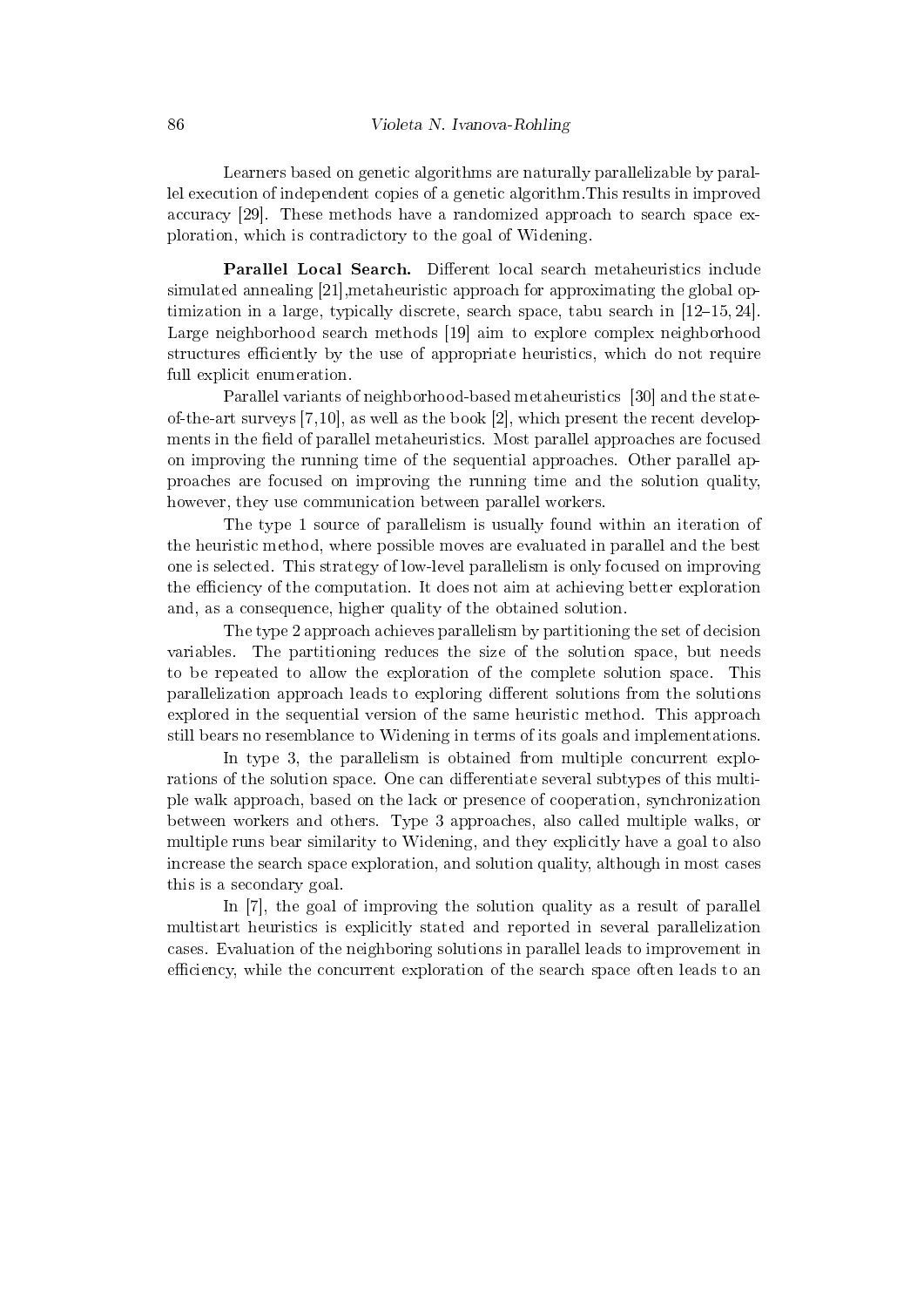Learners based on genetic algorithms are naturally parallelizable by parallel execution of independent copies of a genetic algorithm.This results in improved accuracy [29]. These methods have a randomized approach to search space exploration, which is contradictory to the goal of Widening.

**Parallel Local Search.** Different local search metaheuristics include simulated annealing [21],metaheuristic approach for approximating the global optimization in a large, typically discrete, search space, tabu search in [12–15, 24]. Large neighborhood search methods [19] aim to explore complex neighborhood structures efficiently by the use of appropriate heuristics, which do not require full explicit enumeration.

Parallel variants of neighborhood-based metaheuristics [30] and the state-of-the-art surveys [7,10], as well as the book [2], which present the recent developments in the field of parallel metaheuristics. Most parallel approaches are focused on improving the running time of the sequential approaches. Other parallel approaches are focused on improving the running time and the solution quality, however, they use communication between parallel workers.

The type 1 source of parallelism is usually found within an iteration of the heuristic method, where possible moves are evaluated in parallel and the best one is selected. This strategy of low-level parallelism is only focused on improving the efficiency of the computation. It does not aim at achieving better exploration and, as a consequence, higher quality of the obtained solution.

The type 2 approach achieves parallelism by partitioning the set of decision variables. The partitioning reduces the size of the solution space, but needs to be repeated to allow the exploration of the complete solution space. This parallelization approach leads to exploring different solutions from the solutions explored in the sequential version of the same heuristic method. This approach still bears no resemblance to Widening in terms of its goals and implementations.

In type 3, the parallelism is obtained from multiple concurrent explorations of the solution space. One can differentiate several subtypes of this multiple walk approach, based on the lack or presence of cooperation, synchronization between workers and others. Type 3 approaches, also called multiple walks, or multiple runs bear similarity to Widening, and they explicitly have a goal to also increase the search space exploration, and solution quality, although in most cases this is a secondary goal.

In [7], the goal of improving the solution quality as a result of parallel multistart heuristics is explicitly stated and reported in several parallelization cases. Evaluation of the neighboring solutions in parallel leads to improvement in efficiency, while the concurrent exploration of the search space often leads to an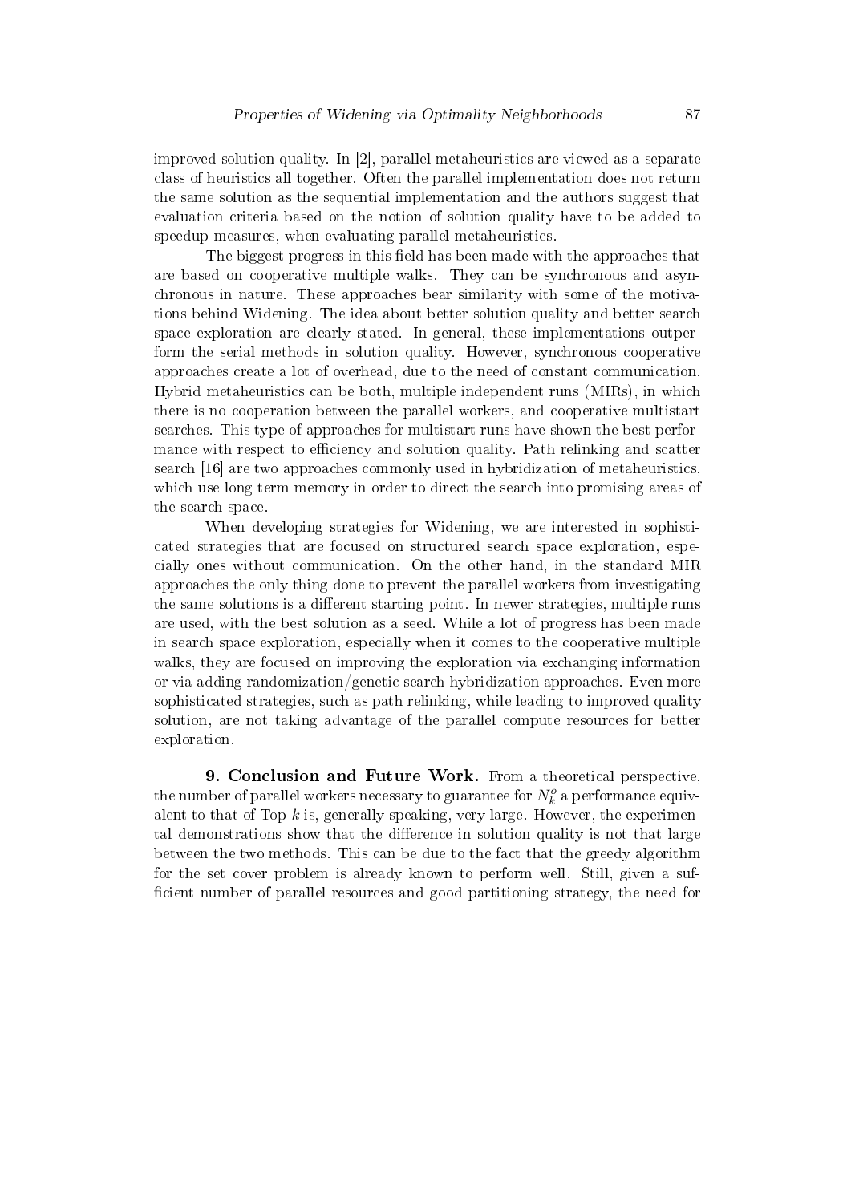improved solution quality. In [2], parallel metaheuristics are viewed as a separate class of heuristics all together. Often the parallel implementation does not return the same solution as the sequential implementation and the authors suggest that evaluation criteria based on the notion of solution quality have to be added to speedup measures, when evaluating parallel metaheuristics.

The biggest progress in this field has been made with the approaches that are based on cooperative multiple walks. They can be synchronous and asynchronous in nature. These approaches bear similarity with some of the motivations behind Widening. The idea about better solution quality and better search space exploration are clearly stated. In general, these implementations outperform the serial methods in solution quality. However, synchronous cooperative approaches create a lot of overhead, due to the need of constant communication. Hybrid metaheuristics can be both, multiple independent runs (MIRs), in which there is no cooperation between the parallel workers, and cooperative multistart searches. This type of approaches for multistart runs have shown the best performance with respect to efficiency and solution quality. Path relinking and scatter search [16] are two approaches commonly used in hybridization of metaheuristics, which use long term memory in order to direct the search into promising areas of the search space.

When developing strategies for Widening, we are interested in sophisticated strategies that are focused on structured search space exploration, especially ones without communication. On the other hand, in the standard MIR approaches the only thing done to prevent the parallel workers from investigating the same solutions is a different starting point. In newer strategies, multiple runs are used, with the best solution as a seed. While a lot of progress has been made in search space exploration, especially when it comes to the cooperative multiple walks, they are focused on improving the exploration via exchanging information or via adding randomization/genetic search hybridization approaches. Even more sophisticated strategies, such as path relinking, while leading to improved quality solution, are not taking advantage of the parallel compute resources for better exploration.

## 9. Conclusion and Future Work.

From a theoretical perspective, the number of parallel workers necessary to guarantee for $N_k^o$ a performance equivalent to that of Top-$k$ is, generally speaking, very large. However, the experimental demonstrations show that the difference in solution quality is not that large between the two methods. This can be due to the fact that the greedy algorithm for the set cover problem is already known to perform well. Still, given a sufficient number of parallel resources and good partitioning strategy, the need for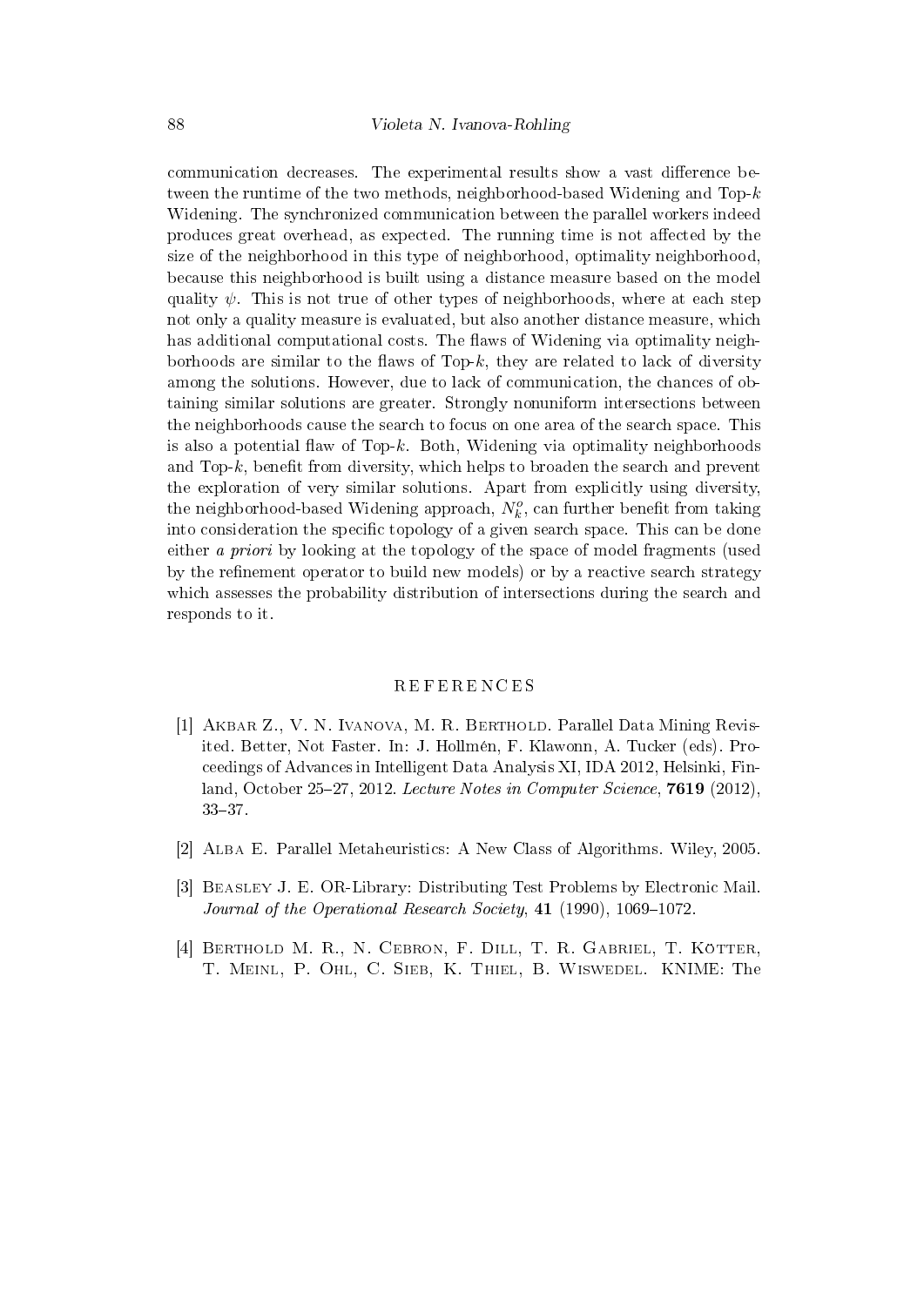communication decreases. The experimental results show a vast difference between the runtime of the two methods, neighborhood-based Widening and Top-$k$ Widening. The synchronized communication between the parallel workers indeed produces great overhead, as expected. The running time is not affected by the size of the neighborhood in this type of neighborhood, optimality neighborhood, because this neighborhood is built using a distance measure based on the model quality $\psi$. This is not true of other types of neighborhoods, where at each step not only a quality measure is evaluated, but also another distance measure, which has additional computational costs. The flaws of Widening via optimality neighborhoods are similar to the flaws of Top-$k$, they are related to lack of diversity among the solutions. However, due to lack of communication, the chances of obtaining similar solutions are greater. Strongly nonuniform intersections between the neighborhoods cause the search to focus on one area of the search space. This is also a potential flaw of Top-$k$. Both, Widening via optimality neighborhoods and Top-$k$, benefit from diversity, which helps to broaden the search and prevent the exploration of very similar solutions. Apart from explicitly using diversity, the neighborhood-based Widening approach, $N_k^o$, can further benefit from taking into consideration the specific topology of a given search space. This can be done either *a priori* by looking at the topology of the space of model fragments (used by the refinement operator to build new models) or by a reactive search strategy which assesses the probability distribution of intersections during the search and responds to it.

## REFERENCES

[1] Akbar Z., V. N. Ivanova, M. R. Berthold. Parallel Data Mining Revisited. Better, Not Faster. In: J. Hollmén, F. Klawonn, A. Tucker (eds). Proceedings of Advances in Intelligent Data Analysis XI, IDA 2012, Helsinki, Finland, October 25–27, 2012. *Lecture Notes in Computer Science*, **7619** (2012), 33–37.

[2] Alba E. Parallel Metaheuristics: A New Class of Algorithms. Wiley, 2005.

[3] Beasley J. E. OR-Library: Distributing Test Problems by Electronic Mail. *Journal of the Operational Research Society*, **41** (1990), 1069–1072.

[4] Berthold M. R., N. Cebron, F. Dill, T. R. Gabriel, T. Kötter, T. Meinl, P. Ohl, C. Sieb, K. Thiel, B. Wiswedel. KNIME: The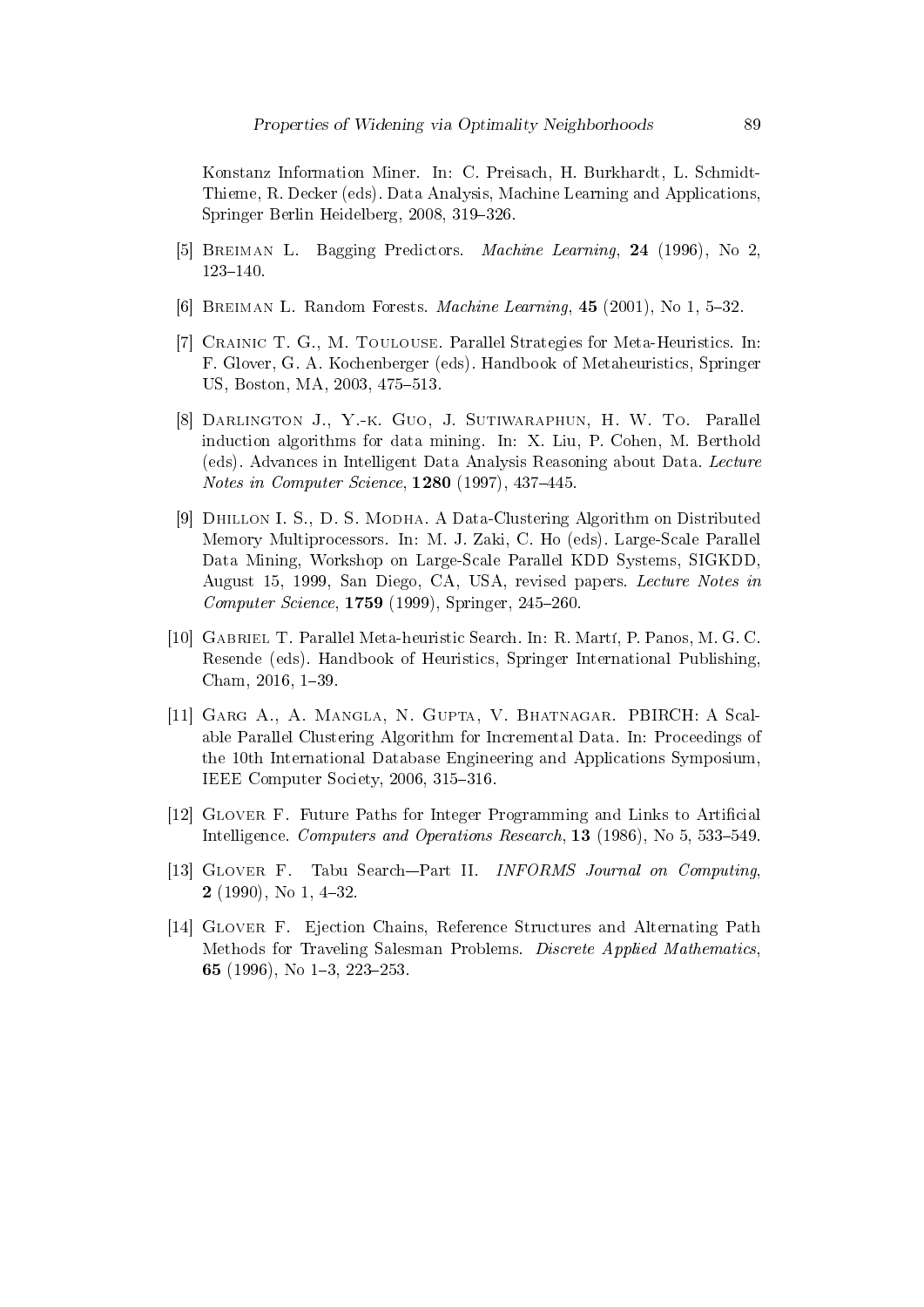Konstanz Information Miner. In: C. Preisach, H. Burkhardt, L. Schmidt-Thieme, R. Decker (eds). Data Analysis, Machine Learning and Applications, Springer Berlin Heidelberg, 2008, 319–326.

[5] Breiman L. Bagging Predictors. *Machine Learning*, **24** (1996), No 2, 123–140.

[6] Breiman L. Random Forests. *Machine Learning*, **45** (2001), No 1, 5–32.

[7] Crainic T. G., M. Toulouse. Parallel Strategies for Meta-Heuristics. In: F. Glover, G. A. Kochenberger (eds). Handbook of Metaheuristics, Springer US, Boston, MA, 2003, 475–513.

[8] Darlington J., Y.-k. Guo, J. Sutiwaraphun, H. W. To. Parallel induction algorithms for data mining. In: X. Liu, P. Cohen, M. Berthold (eds). Advances in Intelligent Data Analysis Reasoning about Data. *Lecture Notes in Computer Science*, **1280** (1997), 437–445.

[9] Dhillon I. S., D. S. Modha. A Data-Clustering Algorithm on Distributed Memory Multiprocessors. In: M. J. Zaki, C. Ho (eds). Large-Scale Parallel Data Mining, Workshop on Large-Scale Parallel KDD Systems, SIGKDD, August 15, 1999, San Diego, CA, USA, revised papers. *Lecture Notes in Computer Science*, **1759** (1999), Springer, 245–260.

[10] Gabriel T. Parallel Meta-heuristic Search. In: R. Martí, P. Panos, M. G. C. Resende (eds). Handbook of Heuristics, Springer International Publishing, Cham, 2016, 1–39.

[11] Garg A., A. Mangla, N. Gupta, V. Bhatnagar. PBIRCH: A Scalable Parallel Clustering Algorithm for Incremental Data. In: Proceedings of the 10th International Database Engineering and Applications Symposium, IEEE Computer Society, 2006, 315–316.

[12] Glover F. Future Paths for Integer Programming and Links to Artificial Intelligence. *Computers and Operations Research*, **13** (1986), No 5, 533–549.

[13] Glover F. Tabu Search—Part II. *INFORMS Journal on Computing*, **2** (1990), No 1, 4–32.

[14] Glover F. Ejection Chains, Reference Structures and Alternating Path Methods for Traveling Salesman Problems. *Discrete Applied Mathematics*, **65** (1996), No 1–3, 223–253.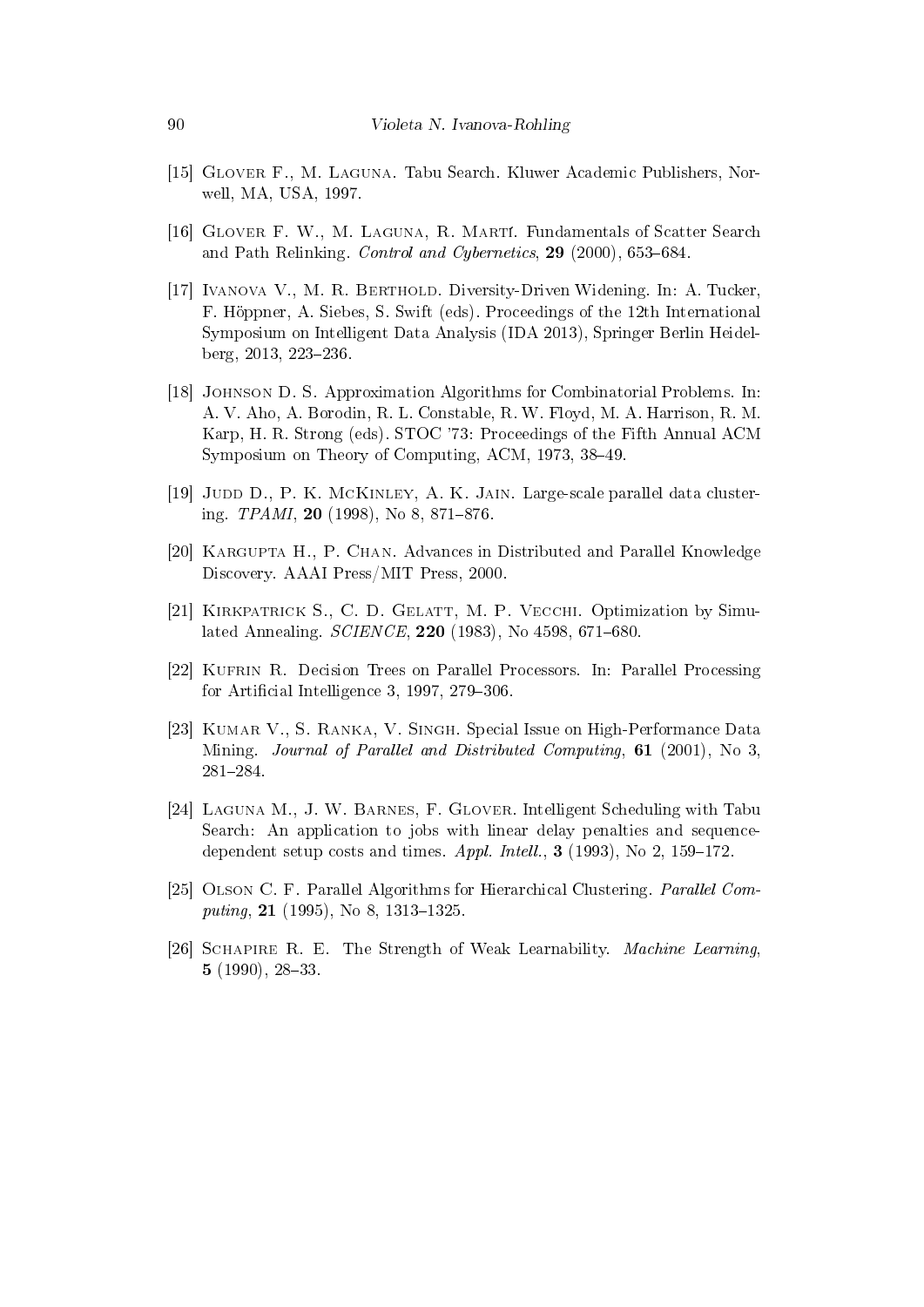[15] Glover F., M. Laguna. Tabu Search. Kluwer Academic Publishers, Norwell, MA, USA, 1997.

[16] Glover F. W., M. Laguna, R. Martí. Fundamentals of Scatter Search and Path Relinking. *Control and Cybernetics*, **29** (2000), 653–684.

[17] Ivanova V., M. R. Berthold. Diversity-Driven Widening. In: A. Tucker, F. Höppner, A. Siebes, S. Swift (eds). Proceedings of the 12th International Symposium on Intelligent Data Analysis (IDA 2013), Springer Berlin Heidelberg, 2013, 223–236.

[18] Johnson D. S. Approximation Algorithms for Combinatorial Problems. In: A. V. Aho, A. Borodin, R. L. Constable, R. W. Floyd, M. A. Harrison, R. M. Karp, H. R. Strong (eds). STOC '73: Proceedings of the Fifth Annual ACM Symposium on Theory of Computing, ACM, 1973, 38–49.

[19] Judd D., P. K. McKinley, A. K. Jain. Large-scale parallel data clustering. *TPAMI*, **20** (1998), No 8, 871–876.

[20] Kargupta H., P. Chan. Advances in Distributed and Parallel Knowledge Discovery. AAAI Press/MIT Press, 2000.

[21] Kirkpatrick S., C. D. Gelatt, M. P. Vecchi. Optimization by Simulated Annealing. *SCIENCE*, **220** (1983), No 4598, 671–680.

[22] Kufrin R. Decision Trees on Parallel Processors. In: Parallel Processing for Artificial Intelligence 3, 1997, 279–306.

[23] Kumar V., S. Ranka, V. Singh. Special Issue on High-Performance Data Mining. *Journal of Parallel and Distributed Computing*, **61** (2001), No 3, 281–284.

[24] Laguna M., J. W. Barnes, F. Glover. Intelligent Scheduling with Tabu Search: An application to jobs with linear delay penalties and sequence-dependent setup costs and times. *Appl. Intell.*, **3** (1993), No 2, 159–172.

[25] Olson C. F. Parallel Algorithms for Hierarchical Clustering. *Parallel Computing*, **21** (1995), No 8, 1313–1325.

[26] Schapire R. E. The Strength of Weak Learnability. *Machine Learning*, **5** (1990), 28–33.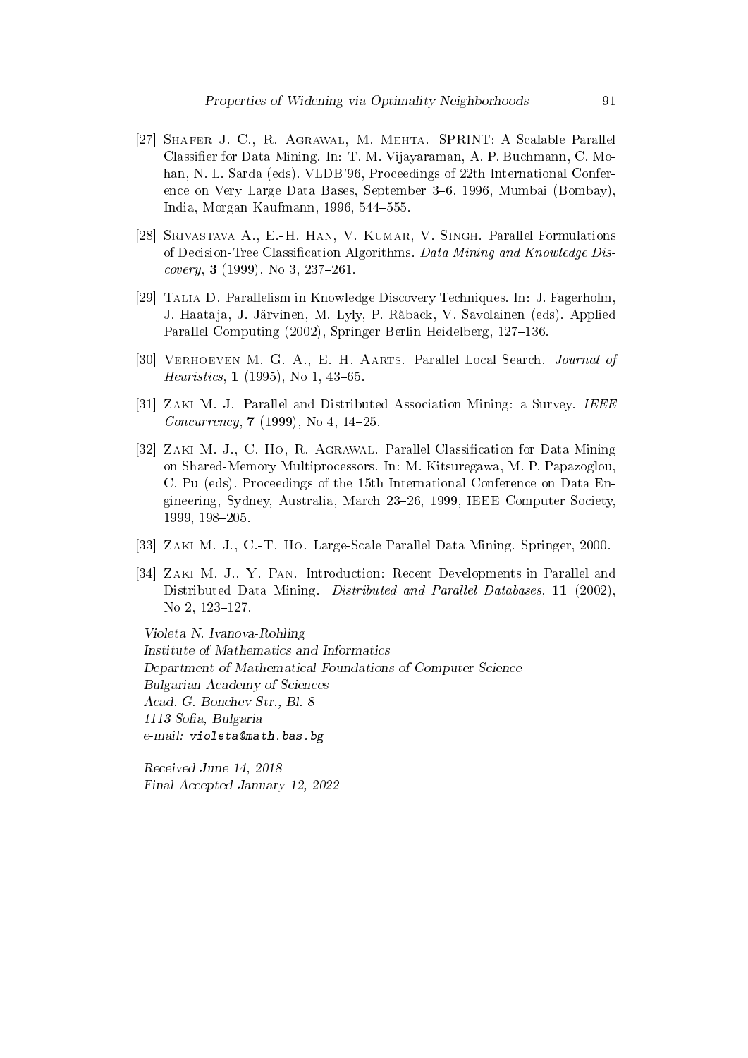[27] Shafer J. C., R. Agrawal, M. Mehta. SPRINT: A Scalable Parallel Classifier for Data Mining. In: T. M. Vijayaraman, A. P. Buchmann, C. Mohan, N. L. Sarda (eds). VLDB'96, Proceedings of 22th International Conference on Very Large Data Bases, September 3–6, 1996, Mumbai (Bombay), India, Morgan Kaufmann, 1996, 544–555.

[28] Srivastava A., E.-H. Han, V. Kumar, V. Singh. Parallel Formulations of Decision-Tree Classification Algorithms. *Data Mining and Knowledge Discovery*, **3** (1999), No 3, 237–261.

[29] Talia D. Parallelism in Knowledge Discovery Techniques. In: J. Fagerholm, J. Haataja, J. Järvinen, M. Lyly, P. Råback, V. Savolainen (eds). Applied Parallel Computing (2002), Springer Berlin Heidelberg, 127–136.

[30] Verhoeven M. G. A., E. H. Aarts. Parallel Local Search. *Journal of Heuristics*, **1** (1995), No 1, 43–65.

[31] Zaki M. J. Parallel and Distributed Association Mining: a Survey. *IEEE Concurrency*, **7** (1999), No 4, 14–25.

[32] Zaki M. J., C. Ho, R. Agrawal. Parallel Classification for Data Mining on Shared-Memory Multiprocessors. In: M. Kitsuregawa, M. P. Papazoglou, C. Pu (eds). Proceedings of the 15th International Conference on Data Engineering, Sydney, Australia, March 23–26, 1999, IEEE Computer Society, 1999, 198–205.

[33] Zaki M. J., C.-T. Ho. Large-Scale Parallel Data Mining. Springer, 2000.

[34] Zaki M. J., Y. Pan. Introduction: Recent Developments in Parallel and Distributed Data Mining. *Distributed and Parallel Databases*, **11** (2002), No 2, 123–127.

*Violeta N. Ivanova-Rohling*
*Institute of Mathematics and Informatics*
*Department of Mathematical Foundations of Computer Science*
*Bulgarian Academy of Sciences*
*Acad. G. Bonchev Str., Bl. 8*
*1113 Sofia, Bulgaria*
*e-mail:* `violeta@math.bas.bg`

*Received June 14, 2018*
*Final Accepted January 12, 2022*